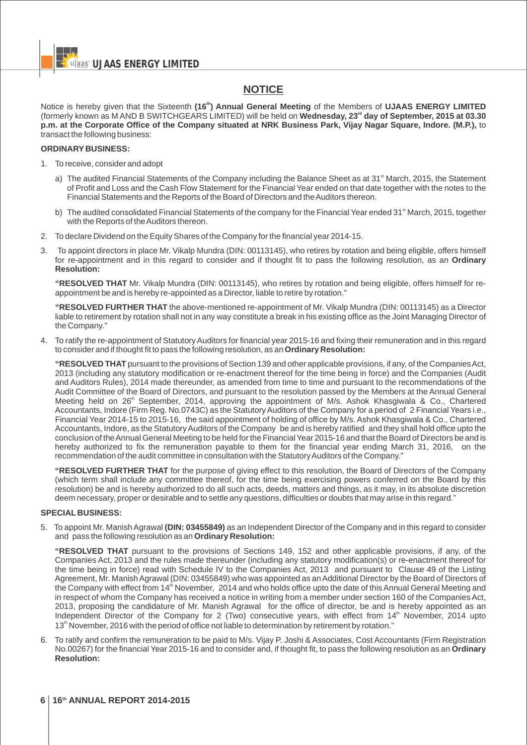## NOTICE

Notice is hereby given that the Sixteenth **(16th) Annual General Meeting** of the Members of **UJAAS ENERGY LIMITED** (formerly known as M AND B SWITCHGEARS LIMITED) will be held on **Wednesday, 23rd day of September, 2015 at 03.30 p.m. at the Corporate Office of the Company situated at NRK Business Park, Vijay Nagar Square, Indore. (M.P.),** to transact the following business:

**ORDINARY BUSINESS:**

1. To receive, consider and adopt

   a) The audited Financial Statements of the Company including the Balance Sheet as at 31st March, 2015, the Statement of Profit and Loss and the Cash Flow Statement for the Financial Year ended on that date together with the notes to the Financial Statements and the Reports of the Board of Directors and the Auditors thereon.

   b) The audited consolidated Financial Statements of the company for the Financial Year ended 31st March, 2015, together with the Reports of the Auditors thereon.

2. To declare Dividend on the Equity Shares of the Company for the financial year 2014-15.

3. To appoint directors in place Mr. Vikalp Mundra (DIN: 00113145), who retires by rotation and being eligible, offers himself for re-appointment and in this regard to consider and if thought fit to pass the following resolution, as an **Ordinary Resolution:**

   **"RESOLVED THAT** Mr. Vikalp Mundra (DIN: 00113145), who retires by rotation and being eligible, offers himself for re-appointment be and is hereby re-appointed as a Director, liable to retire by rotation."

   **"RESOLVED FURTHER THAT** the above-mentioned re-appointment of Mr. Vikalp Mundra (DIN: 00113145) as a Director liable to retirement by rotation shall not in any way constitute a break in his existing office as the Joint Managing Director of the Company."

4. To ratify the re-appointment of Statutory Auditors for financial year 2015-16 and fixing their remuneration and in this regard to consider and if thought fit to pass the following resolution, as an **Ordinary Resolution:**

   **"RESOLVED THAT** pursuant to the provisions of Section 139 and other applicable provisions, if any, of the Companies Act, 2013 (including any statutory modification or re-enactment thereof for the time being in force) and the Companies (Audit and Auditors Rules), 2014 made thereunder, as amended from time to time and pursuant to the recommendations of the Audit Committee of the Board of Directors, and pursuant to the resolution passed by the Members at the Annual General Meeting held on 26th September, 2014, approving the appointment of M/s. Ashok Khasgiwala & Co., Chartered Accountants, Indore (Firm Reg. No.0743C) as the Statutory Auditors of the Company for a period of 2 Financial Years i.e., Financial Year 2014-15 to 2015-16, the said appointment of holding of office by M/s. Ashok Khasgiwala & Co., Chartered Accountants, Indore, as the Statutory Auditors of the Company be and is hereby ratified and they shall hold office upto the conclusion of the Annual General Meeting to be held for the Financial Year 2015-16 and that the Board of Directors be and is hereby authorized to fix the remuneration payable to them for the financial year ending March 31, 2016, on the recommendation of the audit committee in consultation with the Statutory Auditors of the Company."

   **"RESOLVED FURTHER THAT** for the purpose of giving effect to this resolution, the Board of Directors of the Company (which term shall include any committee thereof, for the time being exercising powers conferred on the Board by this resolution) be and is hereby authorized to do all such acts, deeds, matters and things, as it may, in its absolute discretion deem necessary, proper or desirable and to settle any questions, difficulties or doubts that may arise in this regard."

**SPECIAL BUSINESS:**

5. To appoint Mr. Manish Agrawal **(DIN: 03455849)** as an Independent Director of the Company and in this regard to consider and pass the following resolution as an **Ordinary Resolution:**

   **"RESOLVED THAT** pursuant to the provisions of Sections 149, 152 and other applicable provisions, if any, of the Companies Act, 2013 and the rules made thereunder (including any statutory modification(s) or re-enactment thereof for the time being in force) read with Schedule IV to the Companies Act, 2013 and pursuant to Clause 49 of the Listing Agreement, Mr. Manish Agrawal (DIN: 03455849) who was appointed as an Additional Director by the Board of Directors of the Company with effect from 14th November, 2014 and who holds office upto the date of this Annual General Meeting and in respect of whom the Company has received a notice in writing from a member under section 160 of the Companies Act, 2013, proposing the candidature of Mr. Manish Agrawal for the office of director, be and is hereby appointed as an Independent Director of the Company for 2 (Two) consecutive years, with effect from 14th November, 2014 upto 13th November, 2016 with the period of office not liable to determination by retirement by rotation."

6. To ratify and confirm the remuneration to be paid to M/s. Vijay P. Joshi & Associates, Cost Accountants (Firm Registration No.00267) for the financial Year 2015-16 and to consider and, if thought fit, to pass the following resolution as an **Ordinary Resolution:**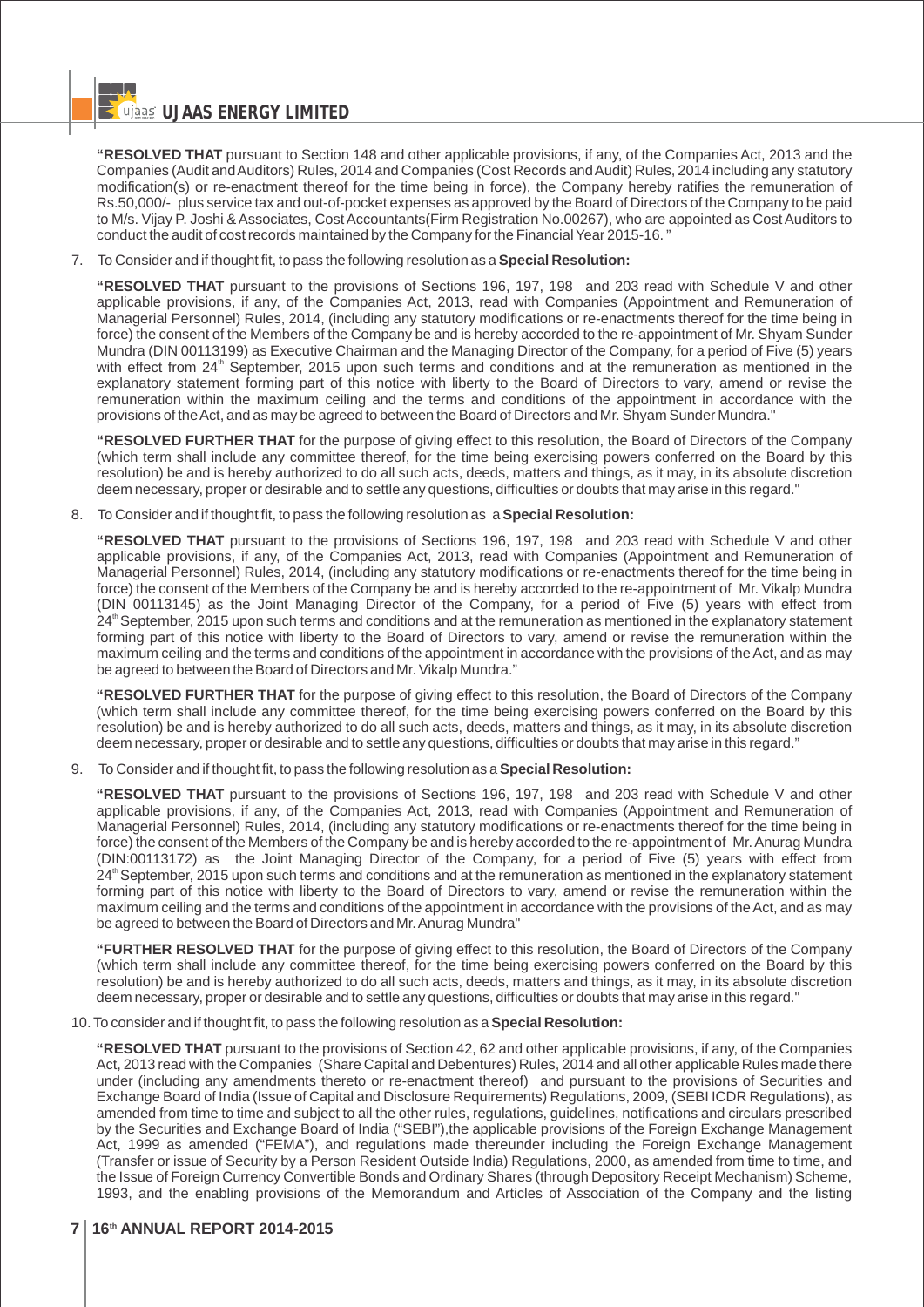**"RESOLVED THAT** pursuant to Section 148 and other applicable provisions, if any, of the Companies Act, 2013 and the Companies (Audit and Auditors) Rules, 2014 and Companies (Cost Records and Audit) Rules, 2014 including any statutory modification(s) or re-enactment thereof for the time being in force), the Company hereby ratifies the remuneration of Rs.50,000/- plus service tax and out-of-pocket expenses as approved by the Board of Directors of the Company to be paid to M/s. Vijay P. Joshi & Associates, Cost Accountants(Firm Registration No.00267), who are appointed as Cost Auditors to conduct the audit of cost records maintained by the Company for the Financial Year 2015-16. "

7. To Consider and if thought fit, to pass the following resolution as a **Special Resolution:**

**"RESOLVED THAT** pursuant to the provisions of Sections 196, 197, 198 and 203 read with Schedule V and other applicable provisions, if any, of the Companies Act, 2013, read with Companies (Appointment and Remuneration of Managerial Personnel) Rules, 2014, (including any statutory modifications or re-enactments thereof for the time being in force) the consent of the Members of the Company be and is hereby accorded to the re-appointment of Mr. Shyam Sunder Mundra (DIN 00113199) as Executive Chairman and the Managing Director of the Company, for a period of Five (5) years with effect from 24th September, 2015 upon such terms and conditions and at the remuneration as mentioned in the explanatory statement forming part of this notice with liberty to the Board of Directors to vary, amend or revise the remuneration within the maximum ceiling and the terms and conditions of the appointment in accordance with the provisions of the Act, and as may be agreed to between the Board of Directors and Mr. Shyam Sunder Mundra."

**"RESOLVED FURTHER THAT** for the purpose of giving effect to this resolution, the Board of Directors of the Company (which term shall include any committee thereof, for the time being exercising powers conferred on the Board by this resolution) be and is hereby authorized to do all such acts, deeds, matters and things, as it may, in its absolute discretion deem necessary, proper or desirable and to settle any questions, difficulties or doubts that may arise in this regard."

8. To Consider and if thought fit, to pass the following resolution as a **Special Resolution:**

**"RESOLVED THAT** pursuant to the provisions of Sections 196, 197, 198 and 203 read with Schedule V and other applicable provisions, if any, of the Companies Act, 2013, read with Companies (Appointment and Remuneration of Managerial Personnel) Rules, 2014, (including any statutory modifications or re-enactments thereof for the time being in force) the consent of the Members of the Company be and is hereby accorded to the re-appointment of Mr. Vikalp Mundra (DIN 00113145) as the Joint Managing Director of the Company, for a period of Five (5) years with effect from 24th September, 2015 upon such terms and conditions and at the remuneration as mentioned in the explanatory statement forming part of this notice with liberty to the Board of Directors to vary, amend or revise the remuneration within the maximum ceiling and the terms and conditions of the appointment in accordance with the provisions of the Act, and as may be agreed to between the Board of Directors and Mr. Vikalp Mundra."

**"RESOLVED FURTHER THAT** for the purpose of giving effect to this resolution, the Board of Directors of the Company (which term shall include any committee thereof, for the time being exercising powers conferred on the Board by this resolution) be and is hereby authorized to do all such acts, deeds, matters and things, as it may, in its absolute discretion deem necessary, proper or desirable and to settle any questions, difficulties or doubts that may arise in this regard."

9. To Consider and if thought fit, to pass the following resolution as a **Special Resolution:**

**"RESOLVED THAT** pursuant to the provisions of Sections 196, 197, 198 and 203 read with Schedule V and other applicable provisions, if any, of the Companies Act, 2013, read with Companies (Appointment and Remuneration of Managerial Personnel) Rules, 2014, (including any statutory modifications or re-enactments thereof for the time being in force) the consent of the Members of the Company be and is hereby accorded to the re-appointment of Mr. Anurag Mundra (DIN:00113172) as the Joint Managing Director of the Company, for a period of Five (5) years with effect from 24th September, 2015 upon such terms and conditions and at the remuneration as mentioned in the explanatory statement forming part of this notice with liberty to the Board of Directors to vary, amend or revise the remuneration within the maximum ceiling and the terms and conditions of the appointment in accordance with the provisions of the Act, and as may be agreed to between the Board of Directors and Mr. Anurag Mundra"

**"FURTHER RESOLVED THAT** for the purpose of giving effect to this resolution, the Board of Directors of the Company (which term shall include any committee thereof, for the time being exercising powers conferred on the Board by this resolution) be and is hereby authorized to do all such acts, deeds, matters and things, as it may, in its absolute discretion deem necessary, proper or desirable and to settle any questions, difficulties or doubts that may arise in this regard."

10. To consider and if thought fit, to pass the following resolution as a **Special Resolution:**

**"RESOLVED THAT** pursuant to the provisions of Section 42, 62 and other applicable provisions, if any, of the Companies Act, 2013 read with the Companies (Share Capital and Debentures) Rules, 2014 and all other applicable Rules made there under (including any amendments thereto or re-enactment thereof) and pursuant to the provisions of Securities and Exchange Board of India (Issue of Capital and Disclosure Requirements) Regulations, 2009, (SEBI ICDR Regulations), as amended from time to time and subject to all the other rules, regulations, guidelines, notifications and circulars prescribed by the Securities and Exchange Board of India ("SEBI"),the applicable provisions of the Foreign Exchange Management Act, 1999 as amended ("FEMA"), and regulations made thereunder including the Foreign Exchange Management (Transfer or issue of Security by a Person Resident Outside India) Regulations, 2000, as amended from time to time, and the Issue of Foreign Currency Convertible Bonds and Ordinary Shares (through Depository Receipt Mechanism) Scheme, 1993, and the enabling provisions of the Memorandum and Articles of Association of the Company and the listing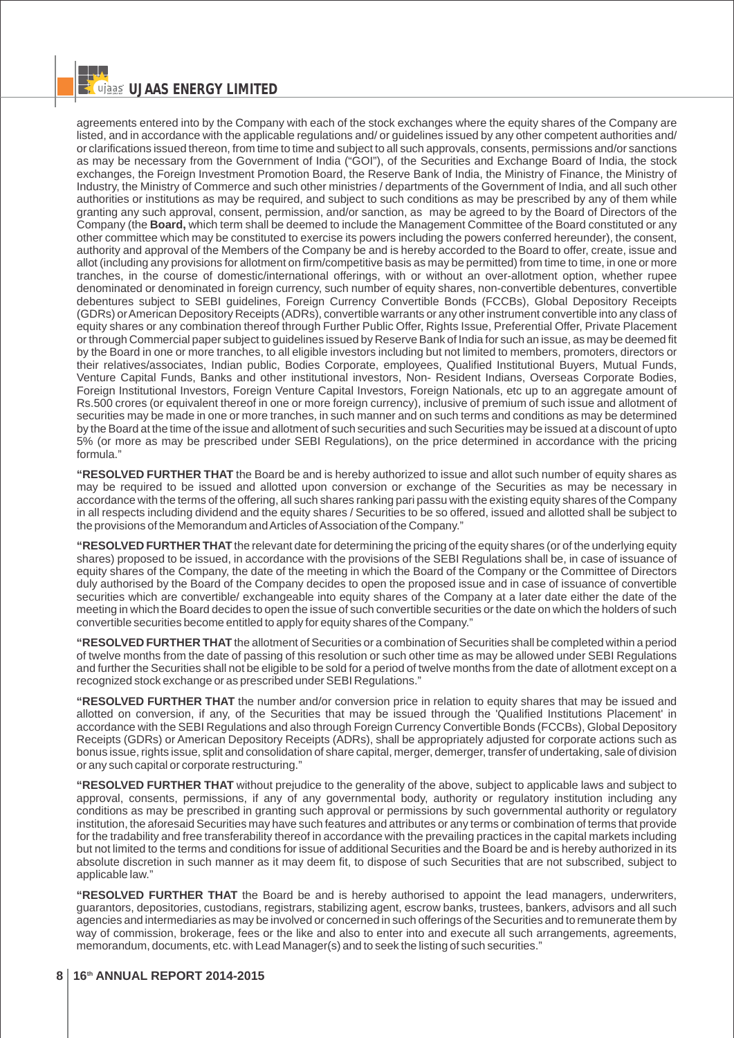agreements entered into by the Company with each of the stock exchanges where the equity shares of the Company are listed, and in accordance with the applicable regulations and/ or guidelines issued by any other competent authorities and/ or clarifications issued thereon, from time to time and subject to all such approvals, consents, permissions and/or sanctions as may be necessary from the Government of India ("GOI"), of the Securities and Exchange Board of India, the stock exchanges, the Foreign Investment Promotion Board, the Reserve Bank of India, the Ministry of Finance, the Ministry of Industry, the Ministry of Commerce and such other ministries / departments of the Government of India, and all such other authorities or institutions as may be required, and subject to such conditions as may be prescribed by any of them while granting any such approval, consent, permission, and/or sanction, as may be agreed to by the Board of Directors of the Company (the **Board,** which term shall be deemed to include the Management Committee of the Board constituted or any other committee which may be constituted to exercise its powers including the powers conferred hereunder), the consent, authority and approval of the Members of the Company be and is hereby accorded to the Board to offer, create, issue and allot (including any provisions for allotment on firm/competitive basis as may be permitted) from time to time, in one or more tranches, in the course of domestic/international offerings, with or without an over-allotment option, whether rupee denominated or denominated in foreign currency, such number of equity shares, non-convertible debentures, convertible debentures subject to SEBI guidelines, Foreign Currency Convertible Bonds (FCCBs), Global Depository Receipts (GDRs) or American Depository Receipts (ADRs), convertible warrants or any other instrument convertible into any class of equity shares or any combination thereof through Further Public Offer, Rights Issue, Preferential Offer, Private Placement or through Commercial paper subject to guidelines issued by Reserve Bank of India for such an issue, as may be deemed fit by the Board in one or more tranches, to all eligible investors including but not limited to members, promoters, directors or their relatives/associates, Indian public, Bodies Corporate, employees, Qualified Institutional Buyers, Mutual Funds, Venture Capital Funds, Banks and other institutional investors, Non- Resident Indians, Overseas Corporate Bodies, Foreign Institutional Investors, Foreign Venture Capital Investors, Foreign Nationals, etc up to an aggregate amount of Rs.500 crores (or equivalent thereof in one or more foreign currency), inclusive of premium of such issue and allotment of securities may be made in one or more tranches, in such manner and on such terms and conditions as may be determined by the Board at the time of the issue and allotment of such securities and such Securities may be issued at a discount of upto 5% (or more as may be prescribed under SEBI Regulations), on the price determined in accordance with the pricing formula."

**"RESOLVED FURTHER THAT** the Board be and is hereby authorized to issue and allot such number of equity shares as may be required to be issued and allotted upon conversion or exchange of the Securities as may be necessary in accordance with the terms of the offering, all such shares ranking pari passu with the existing equity shares of the Company in all respects including dividend and the equity shares / Securities to be so offered, issued and allotted shall be subject to the provisions of the Memorandum and Articles of Association of the Company."

**"RESOLVED FURTHER THAT** the relevant date for determining the pricing of the equity shares (or of the underlying equity shares) proposed to be issued, in accordance with the provisions of the SEBI Regulations shall be, in case of issuance of equity shares of the Company, the date of the meeting in which the Board of the Company or the Committee of Directors duly authorised by the Board of the Company decides to open the proposed issue and in case of issuance of convertible securities which are convertible/ exchangeable into equity shares of the Company at a later date either the date of the meeting in which the Board decides to open the issue of such convertible securities or the date on which the holders of such convertible securities become entitled to apply for equity shares of the Company."

**"RESOLVED FURTHER THAT** the allotment of Securities or a combination of Securities shall be completed within a period of twelve months from the date of passing of this resolution or such other time as may be allowed under SEBI Regulations and further the Securities shall not be eligible to be sold for a period of twelve months from the date of allotment except on a recognized stock exchange or as prescribed under SEBI Regulations."

**"RESOLVED FURTHER THAT** the number and/or conversion price in relation to equity shares that may be issued and allotted on conversion, if any, of the Securities that may be issued through the 'Qualified Institutions Placement' in accordance with the SEBI Regulations and also through Foreign Currency Convertible Bonds (FCCBs), Global Depository Receipts (GDRs) or American Depository Receipts (ADRs), shall be appropriately adjusted for corporate actions such as bonus issue, rights issue, split and consolidation of share capital, merger, demerger, transfer of undertaking, sale of division or any such capital or corporate restructuring."

**"RESOLVED FURTHER THAT** without prejudice to the generality of the above, subject to applicable laws and subject to approval, consents, permissions, if any of any governmental body, authority or regulatory institution including any conditions as may be prescribed in granting such approval or permissions by such governmental authority or regulatory institution, the aforesaid Securities may have such features and attributes or any terms or combination of terms that provide for the tradability and free transferability thereof in accordance with the prevailing practices in the capital markets including but not limited to the terms and conditions for issue of additional Securities and the Board be and is hereby authorized in its absolute discretion in such manner as it may deem fit, to dispose of such Securities that are not subscribed, subject to applicable law."

**"RESOLVED FURTHER THAT** the Board be and is hereby authorised to appoint the lead managers, underwriters, guarantors, depositories, custodians, registrars, stabilizing agent, escrow banks, trustees, bankers, advisors and all such agencies and intermediaries as may be involved or concerned in such offerings of the Securities and to remunerate them by way of commission, brokerage, fees or the like and also to enter into and execute all such arrangements, agreements, memorandum, documents, etc. with Lead Manager(s) and to seek the listing of such securities."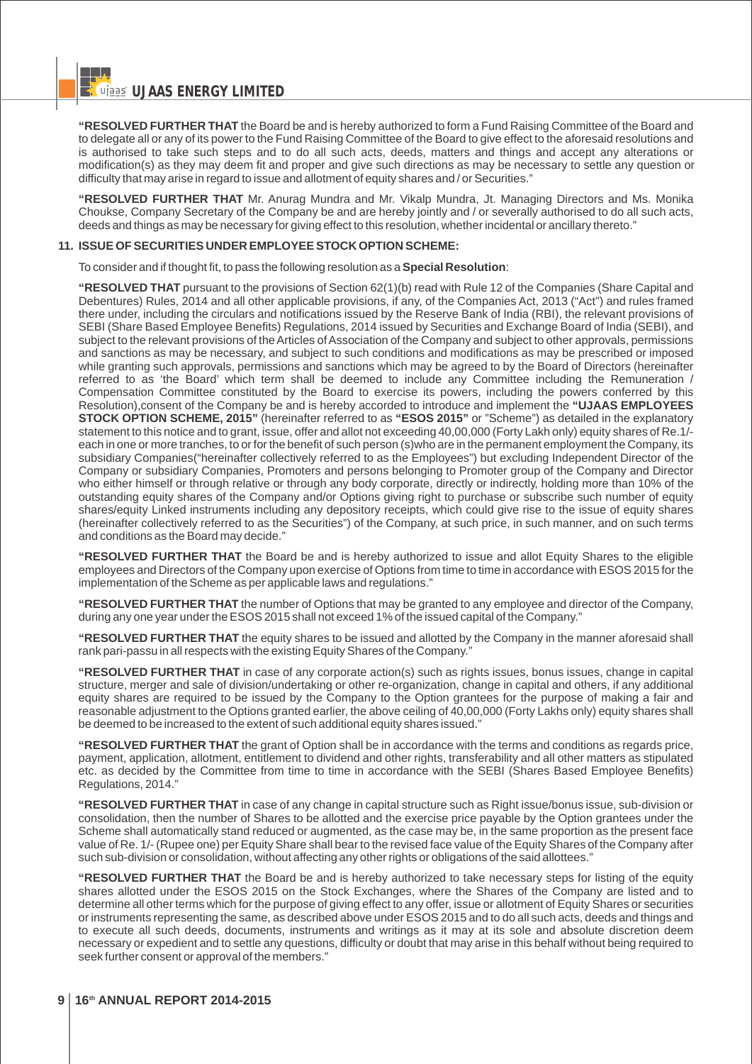**"RESOLVED FURTHER THAT** the Board be and is hereby authorized to form a Fund Raising Committee of the Board and to delegate all or any of its power to the Fund Raising Committee of the Board to give effect to the aforesaid resolutions and is authorised to take such steps and to do all such acts, deeds, matters and things and accept any alterations or modification(s) as they may deem fit and proper and give such directions as may be necessary to settle any question or difficulty that may arise in regard to issue and allotment of equity shares and / or Securities."

**"RESOLVED FURTHER THAT** Mr. Anurag Mundra and Mr. Vikalp Mundra, Jt. Managing Directors and Ms. Monika Choukse, Company Secretary of the Company be and are hereby jointly and / or severally authorised to do all such acts, deeds and things as may be necessary for giving effect to this resolution, whether incidental or ancillary thereto."

**11. ISSUE OF SECURITIES UNDER EMPLOYEE STOCK OPTION SCHEME:**

To consider and if thought fit, to pass the following resolution as a **Special Resolution**:

**"RESOLVED THAT** pursuant to the provisions of Section 62(1)(b) read with Rule 12 of the Companies (Share Capital and Debentures) Rules, 2014 and all other applicable provisions, if any, of the Companies Act, 2013 ("Act") and rules framed there under, including the circulars and notifications issued by the Reserve Bank of India (RBI), the relevant provisions of SEBI (Share Based Employee Benefits) Regulations, 2014 issued by Securities and Exchange Board of India (SEBI), and subject to the relevant provisions of the Articles of Association of the Company and subject to other approvals, permissions and sanctions as may be necessary, and subject to such conditions and modifications as may be prescribed or imposed while granting such approvals, permissions and sanctions which may be agreed to by the Board of Directors (hereinafter referred to as 'the Board' which term shall be deemed to include any Committee including the Remuneration / Compensation Committee constituted by the Board to exercise its powers, including the powers conferred by this Resolution),consent of the Company be and is hereby accorded to introduce and implement the **"UJAAS EMPLOYEES STOCK OPTION SCHEME, 2015"** (hereinafter referred to as **"ESOS 2015"** or "Scheme") as detailed in the explanatory statement to this notice and to grant, issue, offer and allot not exceeding 40,00,000 (Forty Lakh only) equity shares of Re.1/- each in one or more tranches, to or for the benefit of such person (s)who are in the permanent employment the Company, its subsidiary Companies("hereinafter collectively referred to as the Employees") but excluding Independent Director of the Company or subsidiary Companies, Promoters and persons belonging to Promoter group of the Company and Director who either himself or through relative or through any body corporate, directly or indirectly, holding more than 10% of the outstanding equity shares of the Company and/or Options giving right to purchase or subscribe such number of equity shares/equity Linked instruments including any depository receipts, which could give rise to the issue of equity shares (hereinafter collectively referred to as the Securities") of the Company, at such price, in such manner, and on such terms and conditions as the Board may decide."

**"RESOLVED FURTHER THAT** the Board be and is hereby authorized to issue and allot Equity Shares to the eligible employees and Directors of the Company upon exercise of Options from time to time in accordance with ESOS 2015 for the implementation of the Scheme as per applicable laws and regulations."

**"RESOLVED FURTHER THAT** the number of Options that may be granted to any employee and director of the Company, during any one year under the ESOS 2015 shall not exceed 1% of the issued capital of the Company."

**"RESOLVED FURTHER THAT** the equity shares to be issued and allotted by the Company in the manner aforesaid shall rank pari-passu in all respects with the existing Equity Shares of the Company."

**"RESOLVED FURTHER THAT** in case of any corporate action(s) such as rights issues, bonus issues, change in capital structure, merger and sale of division/undertaking or other re-organization, change in capital and others, if any additional equity shares are required to be issued by the Company to the Option grantees for the purpose of making a fair and reasonable adjustment to the Options granted earlier, the above ceiling of 40,00,000 (Forty Lakhs only) equity shares shall be deemed to be increased to the extent of such additional equity shares issued."

**"RESOLVED FURTHER THAT** the grant of Option shall be in accordance with the terms and conditions as regards price, payment, application, allotment, entitlement to dividend and other rights, transferability and all other matters as stipulated etc. as decided by the Committee from time to time in accordance with the SEBI (Shares Based Employee Benefits) Regulations, 2014."

**"RESOLVED FURTHER THAT** in case of any change in capital structure such as Right issue/bonus issue, sub-division or consolidation, then the number of Shares to be allotted and the exercise price payable by the Option grantees under the Scheme shall automatically stand reduced or augmented, as the case may be, in the same proportion as the present face value of Re. 1/- (Rupee one) per Equity Share shall bear to the revised face value of the Equity Shares of the Company after such sub-division or consolidation, without affecting any other rights or obligations of the said allottees."

**"RESOLVED FURTHER THAT** the Board be and is hereby authorized to take necessary steps for listing of the equity shares allotted under the ESOS 2015 on the Stock Exchanges, where the Shares of the Company are listed and to determine all other terms which for the purpose of giving effect to any offer, issue or allotment of Equity Shares or securities or instruments representing the same, as described above under ESOS 2015 and to do all such acts, deeds and things and to execute all such deeds, documents, instruments and writings as it may at its sole and absolute discretion deem necessary or expedient and to settle any questions, difficulty or doubt that may arise in this behalf without being required to seek further consent or approval of the members."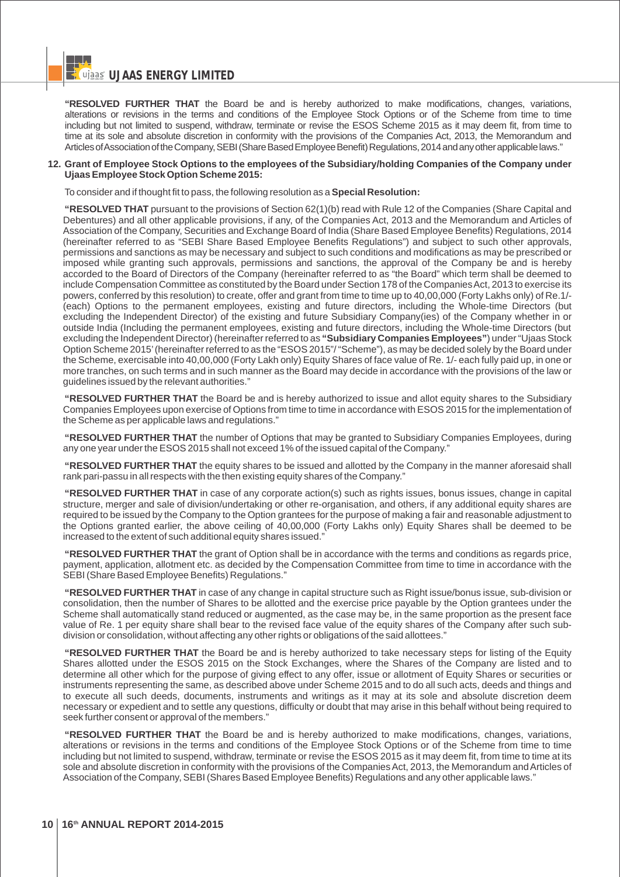**"RESOLVED FURTHER THAT** the Board be and is hereby authorized to make modifications, changes, variations, alterations or revisions in the terms and conditions of the Employee Stock Options or of the Scheme from time to time including but not limited to suspend, withdraw, terminate or revise the ESOS Scheme 2015 as it may deem fit, from time to time at its sole and absolute discretion in conformity with the provisions of the Companies Act, 2013, the Memorandum and Articles of Association of the Company, SEBI (Share Based Employee Benefit) Regulations, 2014 and any other applicable laws."

**12. Grant of Employee Stock Options to the employees of the Subsidiary/holding Companies of the Company under Ujaas Employee Stock Option Scheme 2015:**

To consider and if thought fit to pass, the following resolution as a **Special Resolution:**

**"RESOLVED THAT** pursuant to the provisions of Section 62(1)(b) read with Rule 12 of the Companies (Share Capital and Debentures) and all other applicable provisions, if any, of the Companies Act, 2013 and the Memorandum and Articles of Association of the Company, Securities and Exchange Board of India (Share Based Employee Benefits) Regulations, 2014 (hereinafter referred to as "SEBI Share Based Employee Benefits Regulations") and subject to such other approvals, permissions and sanctions as may be necessary and subject to such conditions and modifications as may be prescribed or imposed while granting such approvals, permissions and sanctions, the approval of the Company be and is hereby accorded to the Board of Directors of the Company (hereinafter referred to as "the Board" which term shall be deemed to include Compensation Committee as constituted by the Board under Section 178 of the Companies Act, 2013 to exercise its powers, conferred by this resolution) to create, offer and grant from time to time up to 40,00,000 (Forty Lakhs only) of Re.1/- (each) Options to the permanent employees, existing and future directors, including the Whole-time Directors (but excluding the Independent Director) of the existing and future Subsidiary Company(ies) of the Company whether in or outside India (Including the permanent employees, existing and future directors, including the Whole-time Directors (but excluding the Independent Director) (hereinafter referred to as **"Subsidiary Companies Employees"**) under "Ujaas Stock Option Scheme 2015' (hereinafter referred to as the "ESOS 2015"/ "Scheme"), as may be decided solely by the Board under the Scheme, exercisable into 40,00,000 (Forty Lakh only) Equity Shares of face value of Re. 1/- each fully paid up, in one or more tranches, on such terms and in such manner as the Board may decide in accordance with the provisions of the law or guidelines issued by the relevant authorities."

**"RESOLVED FURTHER THAT** the Board be and is hereby authorized to issue and allot equity shares to the Subsidiary Companies Employees upon exercise of Options from time to time in accordance with ESOS 2015 for the implementation of the Scheme as per applicable laws and regulations."

**"RESOLVED FURTHER THAT** the number of Options that may be granted to Subsidiary Companies Employees, during any one year under the ESOS 2015 shall not exceed 1% of the issued capital of the Company."

**"RESOLVED FURTHER THAT** the equity shares to be issued and allotted by the Company in the manner aforesaid shall rank pari-passu in all respects with the then existing equity shares of the Company."

**"RESOLVED FURTHER THAT** in case of any corporate action(s) such as rights issues, bonus issues, change in capital structure, merger and sale of division/undertaking or other re-organisation, and others, if any additional equity shares are required to be issued by the Company to the Option grantees for the purpose of making a fair and reasonable adjustment to the Options granted earlier, the above ceiling of 40,00,000 (Forty Lakhs only) Equity Shares shall be deemed to be increased to the extent of such additional equity shares issued."

**"RESOLVED FURTHER THAT** the grant of Option shall be in accordance with the terms and conditions as regards price, payment, application, allotment etc. as decided by the Compensation Committee from time to time in accordance with the SEBI (Share Based Employee Benefits) Regulations."

**"RESOLVED FURTHER THAT** in case of any change in capital structure such as Right issue/bonus issue, sub-division or consolidation, then the number of Shares to be allotted and the exercise price payable by the Option grantees under the Scheme shall automatically stand reduced or augmented, as the case may be, in the same proportion as the present face value of Re. 1 per equity share shall bear to the revised face value of the equity shares of the Company after such sub-division or consolidation, without affecting any other rights or obligations of the said allottees."

**"RESOLVED FURTHER THAT** the Board be and is hereby authorized to take necessary steps for listing of the Equity Shares allotted under the ESOS 2015 on the Stock Exchanges, where the Shares of the Company are listed and to determine all other which for the purpose of giving effect to any offer, issue or allotment of Equity Shares or securities or instruments representing the same, as described above under Scheme 2015 and to do all such acts, deeds and things and to execute all such deeds, documents, instruments and writings as it may at its sole and absolute discretion deem necessary or expedient and to settle any questions, difficulty or doubt that may arise in this behalf without being required to seek further consent or approval of the members."

**"RESOLVED FURTHER THAT** the Board be and is hereby authorized to make modifications, changes, variations, alterations or revisions in the terms and conditions of the Employee Stock Options or of the Scheme from time to time including but not limited to suspend, withdraw, terminate or revise the ESOS 2015 as it may deem fit, from time to time at its sole and absolute discretion in conformity with the provisions of the Companies Act, 2013, the Memorandum and Articles of Association of the Company, SEBI (Shares Based Employee Benefits) Regulations and any other applicable laws."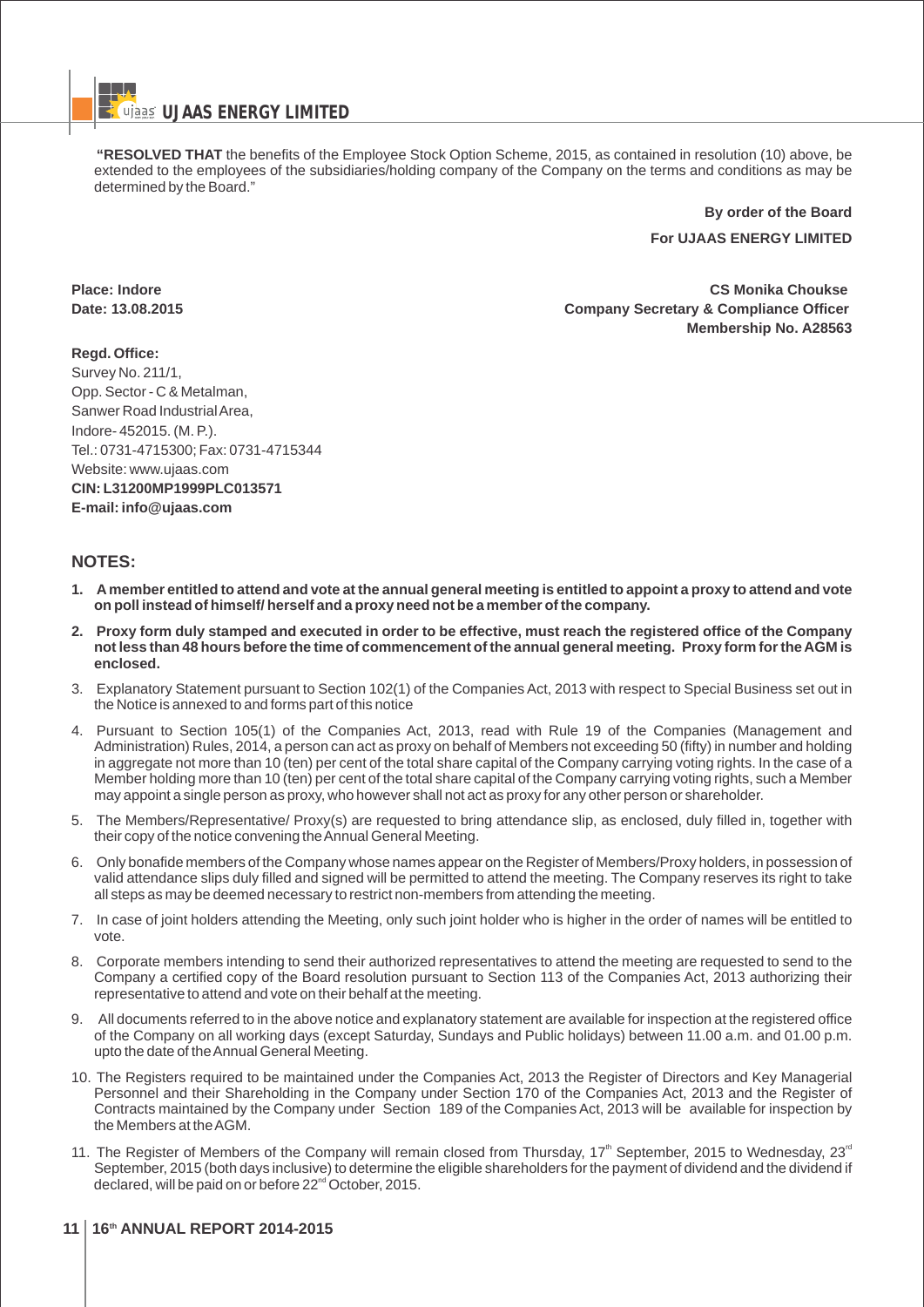**"RESOLVED THAT** the benefits of the Employee Stock Option Scheme, 2015, as contained in resolution (10) above, be extended to the employees of the subsidiaries/holding company of the Company on the terms and conditions as may be determined by the Board."

**By order of the Board**

**For UJAAS ENERGY LIMITED**

**Place: Indore**
**Date: 13.08.2015**

**CS Monika Choukse**
**Company Secretary & Compliance Officer**
**Membership No. A28563**

**Regd. Office:**
Survey No. 211/1,
Opp. Sector - C & Metalman,
Sanwer Road Industrial Area,
Indore- 452015. (M. P.).
Tel.: 0731-4715300; Fax: 0731-4715344
Website: www.ujaas.com
**CIN: L31200MP1999PLC013571**
**E-mail: info@ujaas.com**

## NOTES:

1. **A member entitled to attend and vote at the annual general meeting is entitled to appoint a proxy to attend and vote on poll instead of himself/ herself and a proxy need not be a member of the company.**
2. **Proxy form duly stamped and executed in order to be effective, must reach the registered office of the Company not less than 48 hours before the time of commencement of the annual general meeting. Proxy form for the AGM is enclosed.**
3. Explanatory Statement pursuant to Section 102(1) of the Companies Act, 2013 with respect to Special Business set out in the Notice is annexed to and forms part of this notice
4. Pursuant to Section 105(1) of the Companies Act, 2013, read with Rule 19 of the Companies (Management and Administration) Rules, 2014, a person can act as proxy on behalf of Members not exceeding 50 (fifty) in number and holding in aggregate not more than 10 (ten) per cent of the total share capital of the Company carrying voting rights. In the case of a Member holding more than 10 (ten) per cent of the total share capital of the Company carrying voting rights, such a Member may appoint a single person as proxy, who however shall not act as proxy for any other person or shareholder.
5. The Members/Representative/ Proxy(s) are requested to bring attendance slip, as enclosed, duly filled in, together with their copy of the notice convening the Annual General Meeting.
6. Only bonafide members of the Company whose names appear on the Register of Members/Proxy holders, in possession of valid attendance slips duly filled and signed will be permitted to attend the meeting. The Company reserves its right to take all steps as may be deemed necessary to restrict non-members from attending the meeting.
7. In case of joint holders attending the Meeting, only such joint holder who is higher in the order of names will be entitled to vote.
8. Corporate members intending to send their authorized representatives to attend the meeting are requested to send to the Company a certified copy of the Board resolution pursuant to Section 113 of the Companies Act, 2013 authorizing their representative to attend and vote on their behalf at the meeting.
9. All documents referred to in the above notice and explanatory statement are available for inspection at the registered office of the Company on all working days (except Saturday, Sundays and Public holidays) between 11.00 a.m. and 01.00 p.m. upto the date of the Annual General Meeting.
10. The Registers required to be maintained under the Companies Act, 2013 the Register of Directors and Key Managerial Personnel and their Shareholding in the Company under Section 170 of the Companies Act, 2013 and the Register of Contracts maintained by the Company under Section 189 of the Companies Act, 2013 will be available for inspection by the Members at the AGM.
11. The Register of Members of the Company will remain closed from Thursday, 17th September, 2015 to Wednesday, 23rd September, 2015 (both days inclusive) to determine the eligible shareholders for the payment of dividend and the dividend if declared, will be paid on or before 22nd October, 2015.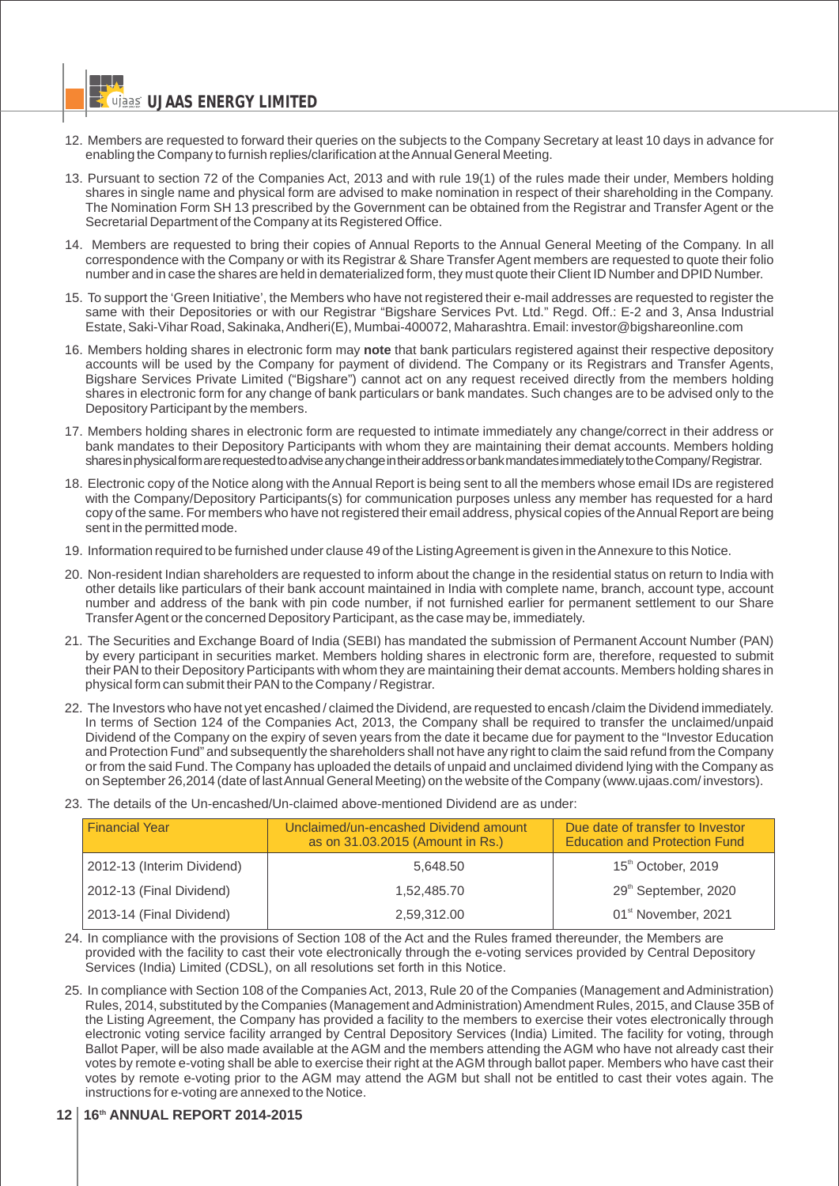12. Members are requested to forward their queries on the subjects to the Company Secretary at least 10 days in advance for enabling the Company to furnish replies/clarification at the Annual General Meeting.

13. Pursuant to section 72 of the Companies Act, 2013 and with rule 19(1) of the rules made their under, Members holding shares in single name and physical form are advised to make nomination in respect of their shareholding in the Company. The Nomination Form SH 13 prescribed by the Government can be obtained from the Registrar and Transfer Agent or the Secretarial Department of the Company at its Registered Office.

14. Members are requested to bring their copies of Annual Reports to the Annual General Meeting of the Company. In all correspondence with the Company or with its Registrar & Share Transfer Agent members are requested to quote their folio number and in case the shares are held in dematerialized form, they must quote their Client ID Number and DPID Number.

15. To support the 'Green Initiative', the Members who have not registered their e-mail addresses are requested to register the same with their Depositories or with our Registrar "Bigshare Services Pvt. Ltd." Regd. Off.: E-2 and 3, Ansa Industrial Estate, Saki-Vihar Road, Sakinaka, Andheri(E), Mumbai-400072, Maharashtra. Email: investor@bigshareonline.com

16. Members holding shares in electronic form may **note** that bank particulars registered against their respective depository accounts will be used by the Company for payment of dividend. The Company or its Registrars and Transfer Agents, Bigshare Services Private Limited ("Bigshare") cannot act on any request received directly from the members holding shares in electronic form for any change of bank particulars or bank mandates. Such changes are to be advised only to the Depository Participant by the members.

17. Members holding shares in electronic form are requested to intimate immediately any change/correct in their address or bank mandates to their Depository Participants with whom they are maintaining their demat accounts. Members holding shares in physical form are requested to advise any change in their address or bank mandates immediately to the Company/Registrar.

18. Electronic copy of the Notice along with the Annual Report is being sent to all the members whose email IDs are registered with the Company/Depository Participants(s) for communication purposes unless any member has requested for a hard copy of the same. For members who have not registered their email address, physical copies of the Annual Report are being sent in the permitted mode.

19. Information required to be furnished under clause 49 of the Listing Agreement is given in the Annexure to this Notice.

20. Non-resident Indian shareholders are requested to inform about the change in the residential status on return to India with other details like particulars of their bank account maintained in India with complete name, branch, account type, account number and address of the bank with pin code number, if not furnished earlier for permanent settlement to our Share Transfer Agent or the concerned Depository Participant, as the case may be, immediately.

21. The Securities and Exchange Board of India (SEBI) has mandated the submission of Permanent Account Number (PAN) by every participant in securities market. Members holding shares in electronic form are, therefore, requested to submit their PAN to their Depository Participants with whom they are maintaining their demat accounts. Members holding shares in physical form can submit their PAN to the Company / Registrar.

22. The Investors who have not yet encashed / claimed the Dividend, are requested to encash /claim the Dividend immediately. In terms of Section 124 of the Companies Act, 2013, the Company shall be required to transfer the unclaimed/unpaid Dividend of the Company on the expiry of seven years from the date it became due for payment to the "Investor Education and Protection Fund" and subsequently the shareholders shall not have any right to claim the said refund from the Company or from the said Fund. The Company has uploaded the details of unpaid and unclaimed dividend lying with the Company as on September 26,2014 (date of last Annual General Meeting) on the website of the Company (www.ujaas.com/ investors).

23. The details of the Un-encashed/Un-claimed above-mentioned Dividend are as under:

| Financial Year | Unclaimed/un-encashed Dividend amount as on 31.03.2015 (Amount in Rs.) | Due date of transfer to Investor Education and Protection Fund |
|---|---|---|
| 2012-13 (Interim Dividend) | 5,648.50 | 15th October, 2019 |
| 2012-13 (Final Dividend) | 1,52,485.70 | 29th September, 2020 |
| 2013-14 (Final Dividend) | 2,59,312.00 | 01st November, 2021 |

24. In compliance with the provisions of Section 108 of the Act and the Rules framed thereunder, the Members are provided with the facility to cast their vote electronically through the e-voting services provided by Central Depository Services (India) Limited (CDSL), on all resolutions set forth in this Notice.

25. In compliance with Section 108 of the Companies Act, 2013, Rule 20 of the Companies (Management and Administration) Rules, 2014, substituted by the Companies (Management and Administration) Amendment Rules, 2015, and Clause 35B of the Listing Agreement, the Company has provided a facility to the members to exercise their votes electronically through electronic voting service facility arranged by Central Depository Services (India) Limited. The facility for voting, through Ballot Paper, will be also made available at the AGM and the members attending the AGM who have not already cast their votes by remote e-voting shall be able to exercise their right at the AGM through ballot paper. Members who have cast their votes by remote e-voting prior to the AGM may attend the AGM but shall not be entitled to cast their votes again. The instructions for e-voting are annexed to the Notice.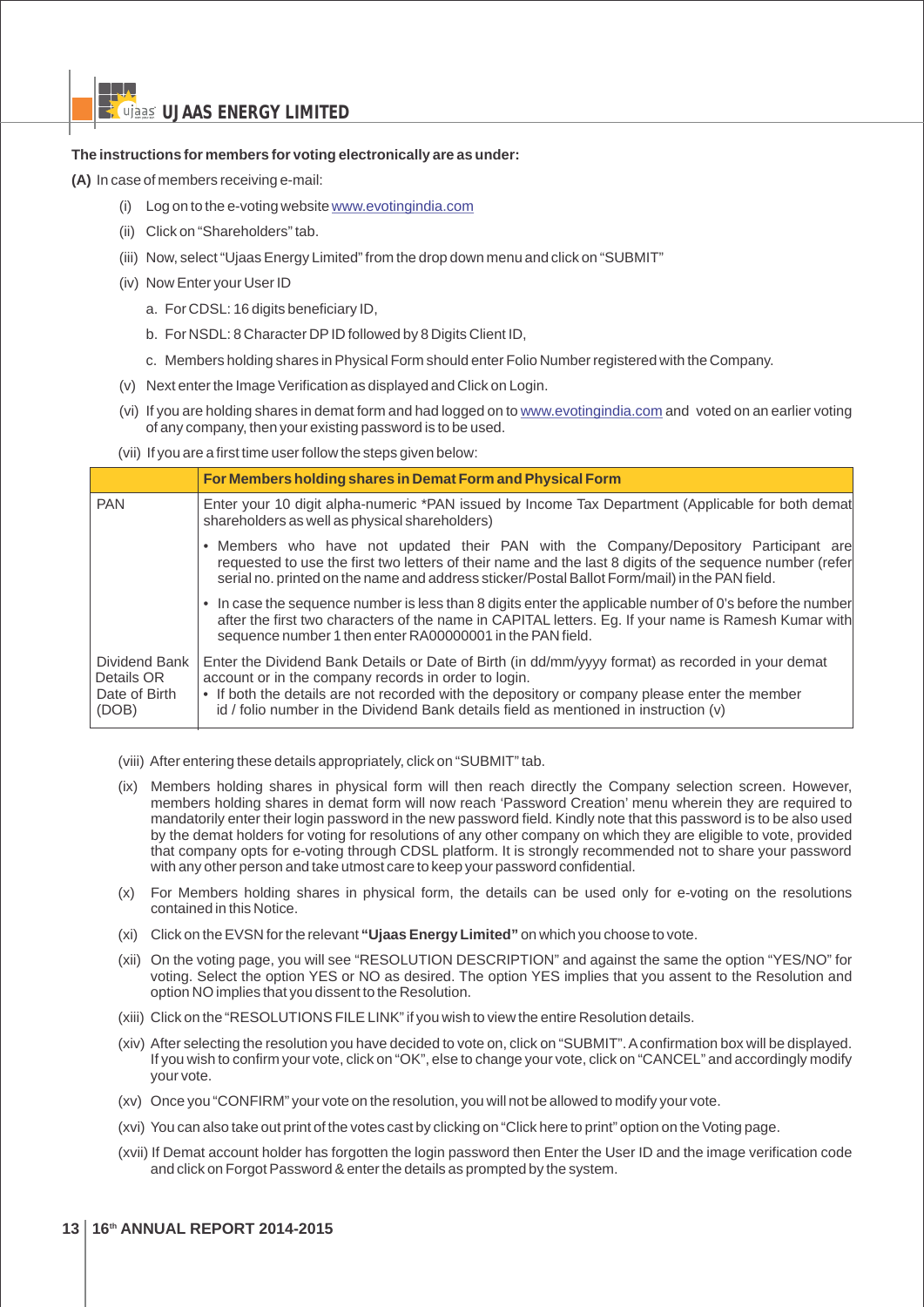**The instructions for members for voting electronically are as under:**

**(A)** In case of members receiving e-mail:

(i) Log on to the e-voting website www.evotingindia.com

(ii) Click on "Shareholders" tab.

(iii) Now, select "Ujaas Energy Limited" from the drop down menu and click on "SUBMIT"

(iv) Now Enter your User ID

a. For CDSL: 16 digits beneficiary ID,

b. For NSDL: 8 Character DP ID followed by 8 Digits Client ID,

c. Members holding shares in Physical Form should enter Folio Number registered with the Company.

(v) Next enter the Image Verification as displayed and Click on Login.

(vi) If you are holding shares in demat form and had logged on to www.evotingindia.com and voted on an earlier voting of any company, then your existing password is to be used.

(vii) If you are a first time user follow the steps given below:

| | For Members holding shares in Demat Form and Physical Form |
|---|---|
| PAN | Enter your 10 digit alpha-numeric *PAN issued by Income Tax Department (Applicable for both demat shareholders as well as physical shareholders)<br>• Members who have not updated their PAN with the Company/Depository Participant are requested to use the first two letters of their name and the last 8 digits of the sequence number (refer serial no. printed on the name and address sticker/Postal Ballot Form/mail) in the PAN field.<br>• In case the sequence number is less than 8 digits enter the applicable number of 0's before the number after the first two characters of the name in CAPITAL letters. Eg. If your name is Ramesh Kumar with sequence number 1 then enter RA00000001 in the PAN field. |
| Dividend Bank Details OR Date of Birth (DOB) | Enter the Dividend Bank Details or Date of Birth (in dd/mm/yyyy format) as recorded in your demat account or in the company records in order to login.<br>• If both the details are not recorded with the depository or company please enter the member id / folio number in the Dividend Bank details field as mentioned in instruction (v) |

(viii) After entering these details appropriately, click on "SUBMIT" tab.

(ix) Members holding shares in physical form will then reach directly the Company selection screen. However, members holding shares in demat form will now reach 'Password Creation' menu wherein they are required to mandatorily enter their login password in the new password field. Kindly note that this password is to be also used by the demat holders for voting for resolutions of any other company on which they are eligible to vote, provided that company opts for e-voting through CDSL platform. It is strongly recommended not to share your password with any other person and take utmost care to keep your password confidential.

(x) For Members holding shares in physical form, the details can be used only for e-voting on the resolutions contained in this Notice.

(xi) Click on the EVSN for the relevant **"Ujaas Energy Limited"** on which you choose to vote.

(xii) On the voting page, you will see "RESOLUTION DESCRIPTION" and against the same the option "YES/NO" for voting. Select the option YES or NO as desired. The option YES implies that you assent to the Resolution and option NO implies that you dissent to the Resolution.

(xiii) Click on the "RESOLUTIONS FILE LINK" if you wish to view the entire Resolution details.

(xiv) After selecting the resolution you have decided to vote on, click on "SUBMIT". A confirmation box will be displayed. If you wish to confirm your vote, click on "OK", else to change your vote, click on "CANCEL" and accordingly modify your vote.

(xv) Once you "CONFIRM" your vote on the resolution, you will not be allowed to modify your vote.

(xvi) You can also take out print of the votes cast by clicking on "Click here to print" option on the Voting page.

(xvii) If Demat account holder has forgotten the login password then Enter the User ID and the image verification code and click on Forgot Password & enter the details as prompted by the system.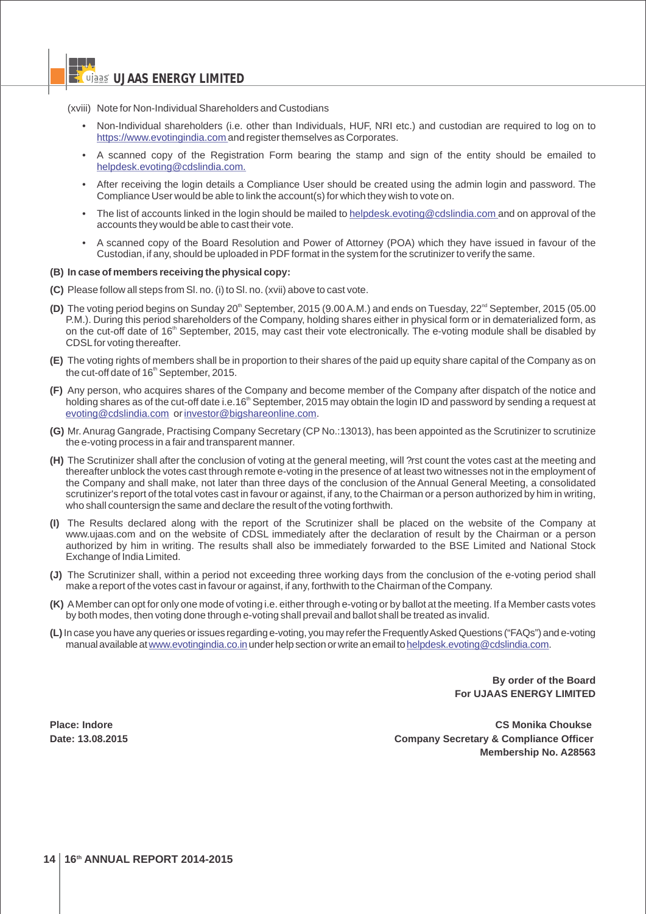(xviii) Note for Non-Individual Shareholders and Custodians

- Non-Individual shareholders (i.e. other than Individuals, HUF, NRI etc.) and custodian are required to log on to https://www.evotingindia.com and register themselves as Corporates.
- A scanned copy of the Registration Form bearing the stamp and sign of the entity should be emailed to helpdesk.evoting@cdslindia.com.
- After receiving the login details a Compliance User should be created using the admin login and password. The Compliance User would be able to link the account(s) for which they wish to vote on.
- The list of accounts linked in the login should be mailed to helpdesk.evoting@cdslindia.com and on approval of the accounts they would be able to cast their vote.
- A scanned copy of the Board Resolution and Power of Attorney (POA) which they have issued in favour of the Custodian, if any, should be uploaded in PDF format in the system for the scrutinizer to verify the same.

**(B) In case of members receiving the physical copy:**

**(C)** Please follow all steps from Sl. no. (i) to Sl. no. (xvii) above to cast vote.

**(D)** The voting period begins on Sunday 20th September, 2015 (9.00 A.M.) and ends on Tuesday, 22nd September, 2015 (05.00 P.M.). During this period shareholders of the Company, holding shares either in physical form or in dematerialized form, as on the cut-off date of 16th September, 2015, may cast their vote electronically. The e-voting module shall be disabled by CDSL for voting thereafter.

**(E)** The voting rights of members shall be in proportion to their shares of the paid up equity share capital of the Company as on the cut-off date of 16th September, 2015.

**(F)** Any person, who acquires shares of the Company and become member of the Company after dispatch of the notice and holding shares as of the cut-off date i.e.16th September, 2015 may obtain the login ID and password by sending a request at evoting@cdslindia.com or investor@bigshareonline.com.

**(G)** Mr. Anurag Gangrade, Practising Company Secretary (CP No.:13013), has been appointed as the Scrutinizer to scrutinize the e-voting process in a fair and transparent manner.

**(H)** The Scrutinizer shall after the conclusion of voting at the general meeting, will ?rst count the votes cast at the meeting and thereafter unblock the votes cast through remote e-voting in the presence of at least two witnesses not in the employment of the Company and shall make, not later than three days of the conclusion of the Annual General Meeting, a consolidated scrutinizer's report of the total votes cast in favour or against, if any, to the Chairman or a person authorized by him in writing, who shall countersign the same and declare the result of the voting forthwith.

**(I)** The Results declared along with the report of the Scrutinizer shall be placed on the website of the Company at www.ujaas.com and on the website of CDSL immediately after the declaration of result by the Chairman or a person authorized by him in writing. The results shall also be immediately forwarded to the BSE Limited and National Stock Exchange of India Limited.

**(J)** The Scrutinizer shall, within a period not exceeding three working days from the conclusion of the e-voting period shall make a report of the votes cast in favour or against, if any, forthwith to the Chairman of the Company.

**(K)** A Member can opt for only one mode of voting i.e. either through e-voting or by ballot at the meeting. If a Member casts votes by both modes, then voting done through e-voting shall prevail and ballot shall be treated as invalid.

**(L)** In case you have any queries or issues regarding e-voting, you may refer the Frequently Asked Questions ("FAQs") and e-voting manual available at www.evotingindia.co.in under help section or write an email to helpdesk.evoting@cdslindia.com.

**By order of the Board**
**For UJAAS ENERGY LIMITED**

**Place: Indore**
**Date: 13.08.2015**

**CS Monika Choukse**
**Company Secretary & Compliance Officer**
**Membership No. A28563**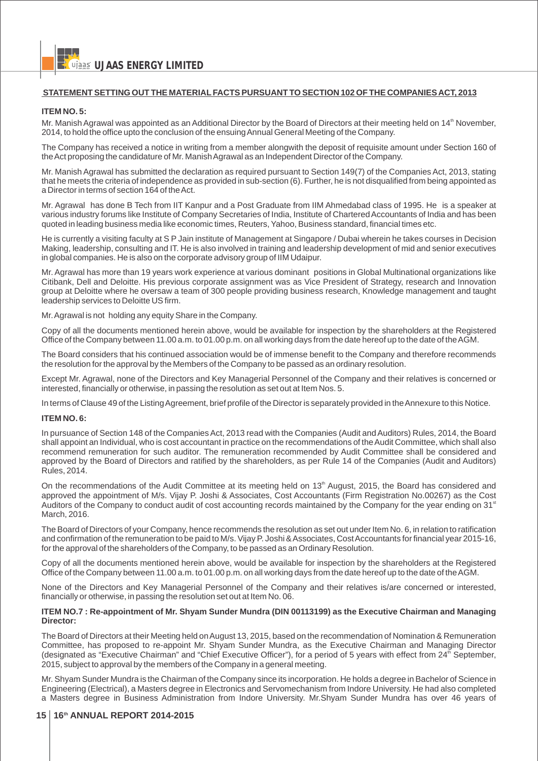## STATEMENT SETTING OUT THE MATERIAL FACTS PURSUANT TO SECTION 102 OF THE COMPANIES ACT, 2013

**ITEM NO. 5:**

Mr. Manish Agrawal was appointed as an Additional Director by the Board of Directors at their meeting held on 14th November, 2014, to hold the office upto the conclusion of the ensuing Annual General Meeting of the Company.

The Company has received a notice in writing from a member alongwith the deposit of requisite amount under Section 160 of the Act proposing the candidature of Mr. Manish Agrawal as an Independent Director of the Company.

Mr. Manish Agrawal has submitted the declaration as required pursuant to Section 149(7) of the Companies Act, 2013, stating that he meets the criteria of independence as provided in sub-section (6). Further, he is not disqualified from being appointed as a Director in terms of section 164 of the Act.

Mr. Agrawal has done B Tech from IIT Kanpur and a Post Graduate from IIM Ahmedabad class of 1995. He is a speaker at various industry forums like Institute of Company Secretaries of India, Institute of Chartered Accountants of India and has been quoted in leading business media like economic times, Reuters, Yahoo, Business standard, financial times etc.

He is currently a visiting faculty at S P Jain institute of Management at Singapore / Dubai wherein he takes courses in Decision Making, leadership, consulting and IT. He is also involved in training and leadership development of mid and senior executives in global companies. He is also on the corporate advisory group of IIM Udaipur.

Mr. Agrawal has more than 19 years work experience at various dominant positions in Global Multinational organizations like Citibank, Dell and Deloitte. His previous corporate assignment was as Vice President of Strategy, research and Innovation group at Deloitte where he oversaw a team of 300 people providing business research, Knowledge management and taught leadership services to Deloitte US firm.

Mr. Agrawal is not holding any equity Share in the Company.

Copy of all the documents mentioned herein above, would be available for inspection by the shareholders at the Registered Office of the Company between 11.00 a.m. to 01.00 p.m. on all working days from the date hereof up to the date of the AGM.

The Board considers that his continued association would be of immense benefit to the Company and therefore recommends the resolution for the approval by the Members of the Company to be passed as an ordinary resolution.

Except Mr. Agrawal, none of the Directors and Key Managerial Personnel of the Company and their relatives is concerned or interested, financially or otherwise, in passing the resolution as set out at Item Nos. 5.

In terms of Clause 49 of the Listing Agreement, brief profile of the Director is separately provided in the Annexure to this Notice.

**ITEM NO. 6:**

In pursuance of Section 148 of the Companies Act, 2013 read with the Companies (Audit and Auditors) Rules, 2014, the Board shall appoint an Individual, who is cost accountant in practice on the recommendations of the Audit Committee, which shall also recommend remuneration for such auditor. The remuneration recommended by Audit Committee shall be considered and approved by the Board of Directors and ratified by the shareholders, as per Rule 14 of the Companies (Audit and Auditors) Rules, 2014.

On the recommendations of the Audit Committee at its meeting held on 13th August, 2015, the Board has considered and approved the appointment of M/s. Vijay P. Joshi & Associates, Cost Accountants (Firm Registration No.00267) as the Cost Auditors of the Company to conduct audit of cost accounting records maintained by the Company for the year ending on 31st March, 2016.

The Board of Directors of your Company, hence recommends the resolution as set out under Item No. 6, in relation to ratification and confirmation of the remuneration to be paid to M/s. Vijay P. Joshi & Associates, Cost Accountants for financial year 2015-16, for the approval of the shareholders of the Company, to be passed as an Ordinary Resolution.

Copy of all the documents mentioned herein above, would be available for inspection by the shareholders at the Registered Office of the Company between 11.00 a.m. to 01.00 p.m. on all working days from the date hereof up to the date of the AGM.

None of the Directors and Key Managerial Personnel of the Company and their relatives is/are concerned or interested, financially or otherwise, in passing the resolution set out at Item No. 06.

**ITEM NO.7 : Re-appointment of Mr. Shyam Sunder Mundra (DIN 00113199) as the Executive Chairman and Managing Director:**

The Board of Directors at their Meeting held on August 13, 2015, based on the recommendation of Nomination & Remuneration Committee, has proposed to re-appoint Mr. Shyam Sunder Mundra, as the Executive Chairman and Managing Director (designated as "Executive Chairman" and "Chief Executive Officer"), for a period of 5 years with effect from 24th September, 2015, subject to approval by the members of the Company in a general meeting.

Mr. Shyam Sunder Mundra is the Chairman of the Company since its incorporation. He holds a degree in Bachelor of Science in Engineering (Electrical), a Masters degree in Electronics and Servomechanism from Indore University. He had also completed a Masters degree in Business Administration from Indore University. Mr.Shyam Sunder Mundra has over 46 years of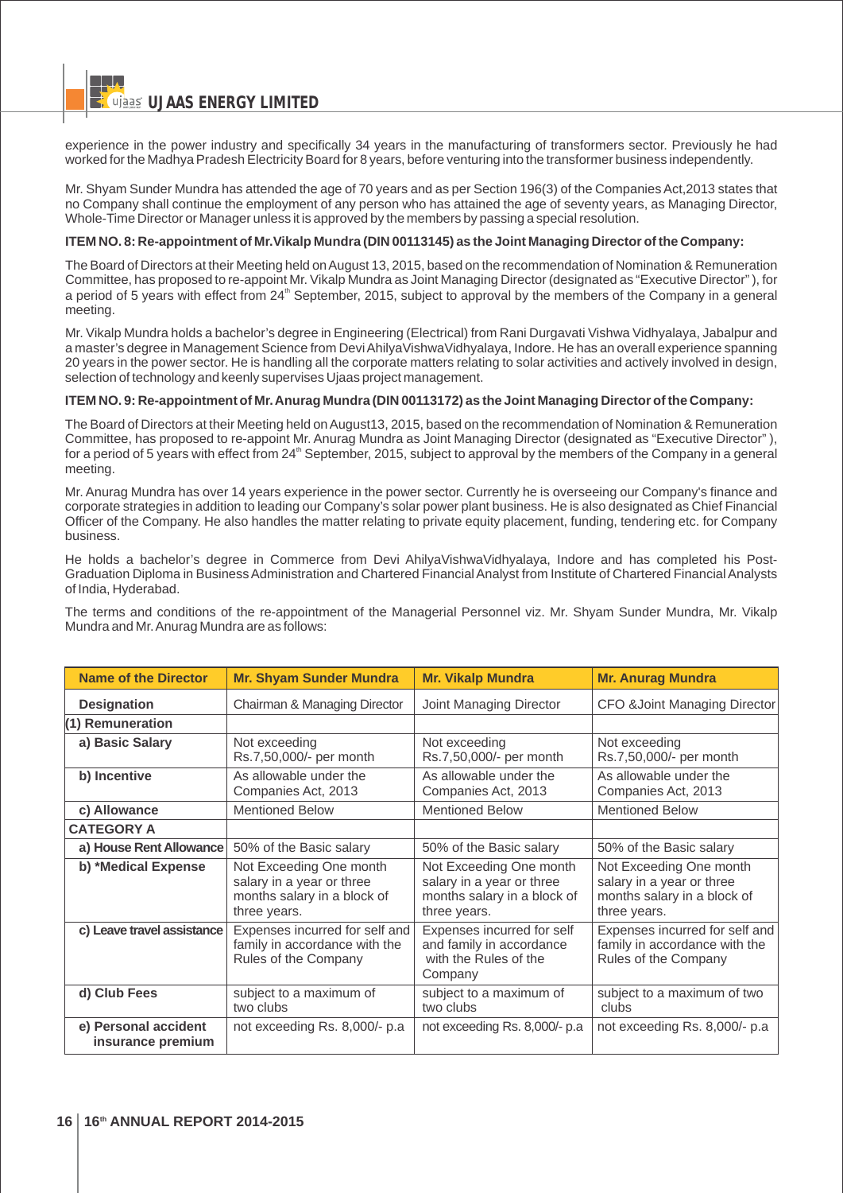experience in the power industry and specifically 34 years in the manufacturing of transformers sector. Previously he had worked for the Madhya Pradesh Electricity Board for 8 years, before venturing into the transformer business independently.

Mr. Shyam Sunder Mundra has attended the age of 70 years and as per Section 196(3) of the Companies Act,2013 states that no Company shall continue the employment of any person who has attained the age of seventy years, as Managing Director, Whole-Time Director or Manager unless it is approved by the members by passing a special resolution.

**ITEM NO. 8: Re-appointment of Mr.Vikalp Mundra (DIN 00113145) as the Joint Managing Director of the Company:**

The Board of Directors at their Meeting held on August 13, 2015, based on the recommendation of Nomination & Remuneration Committee, has proposed to re-appoint Mr. Vikalp Mundra as Joint Managing Director (designated as "Executive Director" ), for a period of 5 years with effect from 24th September, 2015, subject to approval by the members of the Company in a general meeting.

Mr. Vikalp Mundra holds a bachelor's degree in Engineering (Electrical) from Rani Durgavati Vishwa Vidhyalaya, Jabalpur and a master's degree in Management Science from Devi AhilyaVishwaVidhyalaya, Indore. He has an overall experience spanning 20 years in the power sector. He is handling all the corporate matters relating to solar activities and actively involved in design, selection of technology and keenly supervises Ujaas project management.

**ITEM NO. 9: Re-appointment of Mr. Anurag Mundra (DIN 00113172) as the Joint Managing Director of the Company:**

The Board of Directors at their Meeting held on August13, 2015, based on the recommendation of Nomination & Remuneration Committee, has proposed to re-appoint Mr. Anurag Mundra as Joint Managing Director (designated as "Executive Director" ), for a period of 5 years with effect from 24th September, 2015, subject to approval by the members of the Company in a general meeting.

Mr. Anurag Mundra has over 14 years experience in the power sector. Currently he is overseeing our Company's finance and corporate strategies in addition to leading our Company's solar power plant business. He is also designated as Chief Financial Officer of the Company. He also handles the matter relating to private equity placement, funding, tendering etc. for Company business.

He holds a bachelor's degree in Commerce from Devi AhilyaVishwaVidhyalaya, Indore and has completed his Post-Graduation Diploma in Business Administration and Chartered Financial Analyst from Institute of Chartered Financial Analysts of India, Hyderabad.

The terms and conditions of the re-appointment of the Managerial Personnel viz. Mr. Shyam Sunder Mundra, Mr. Vikalp Mundra and Mr. Anurag Mundra are as follows:

| Name of the Director | Mr. Shyam Sunder Mundra | Mr. Vikalp Mundra | Mr. Anurag Mundra |
|---|---|---|---|
| **Designation** | Chairman & Managing Director | Joint Managing Director | CFO &Joint Managing Director |
| **(1) Remuneration** | | | |
| **a) Basic Salary** | Not exceeding Rs.7,50,000/- per month | Not exceeding Rs.7,50,000/- per month | Not exceeding Rs.7,50,000/- per month |
| **b) Incentive** | As allowable under the Companies Act, 2013 | As allowable under the Companies Act, 2013 | As allowable under the Companies Act, 2013 |
| **c) Allowance** | Mentioned Below | Mentioned Below | Mentioned Below |
| **CATEGORY A** | | | |
| **a) House Rent Allowance** | 50% of the Basic salary | 50% of the Basic salary | 50% of the Basic salary |
| **b) *Medical Expense** | Not Exceeding One month salary in a year or three months salary in a block of three years. | Not Exceeding One month salary in a year or three months salary in a block of three years. | Not Exceeding One month salary in a year or three months salary in a block of three years. |
| **c) Leave travel assistance** | Expenses incurred for self and family in accordance with the Rules of the Company | Expenses incurred for self and family in accordance with the Rules of the Company | Expenses incurred for self and family in accordance with the Rules of the Company |
| **d) Club Fees** | subject to a maximum of two clubs | subject to a maximum of two clubs | subject to a maximum of two clubs |
| **e) Personal accident insurance premium** | not exceeding Rs. 8,000/- p.a | not exceeding Rs. 8,000/- p.a | not exceeding Rs. 8,000/- p.a |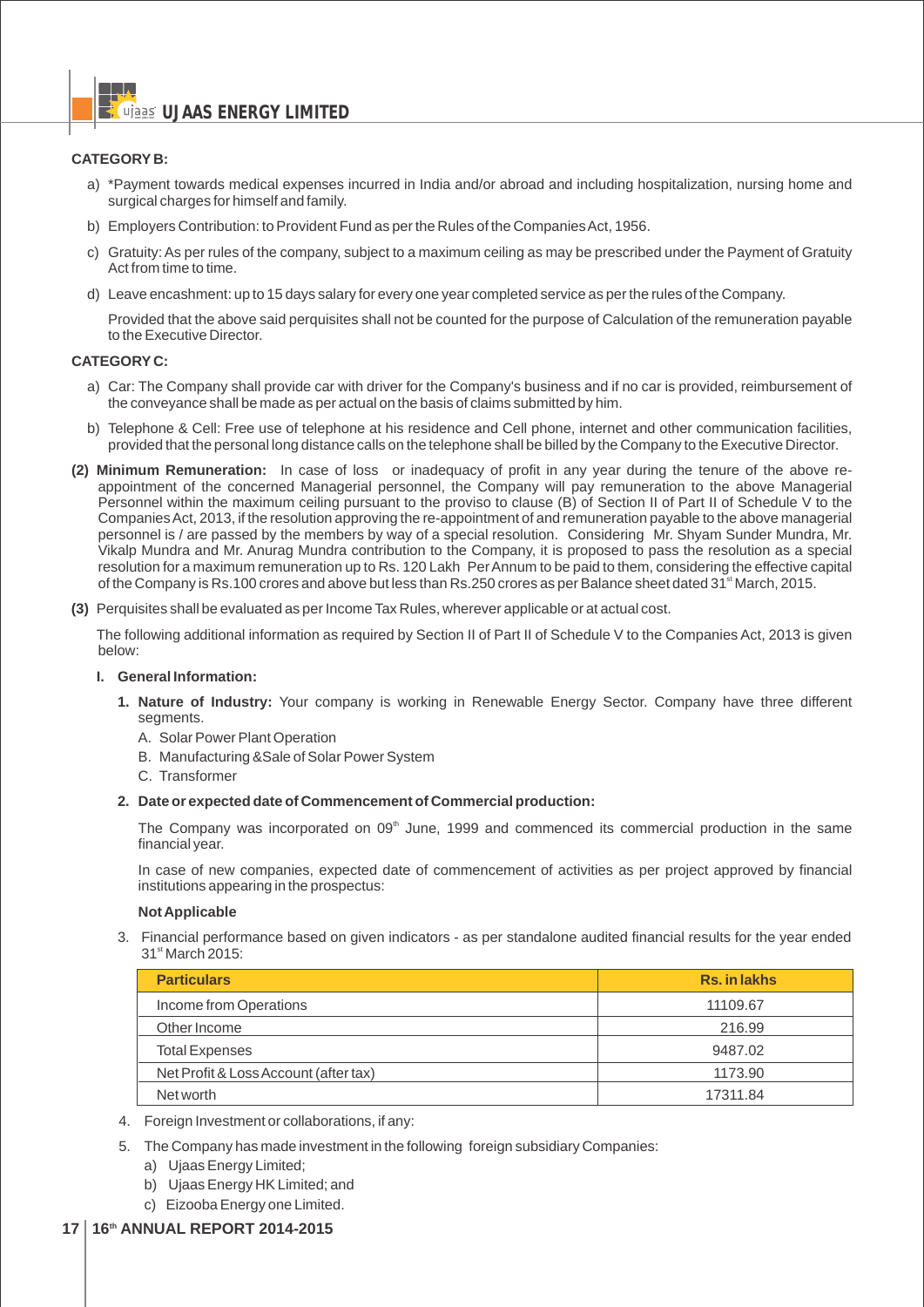**CATEGORY B:**

a) *Payment towards medical expenses incurred in India and/or abroad and including hospitalization, nursing home and surgical charges for himself and family.

b) Employers Contribution: to Provident Fund as per the Rules of the Companies Act, 1956.

c) Gratuity: As per rules of the company, subject to a maximum ceiling as may be prescribed under the Payment of Gratuity Act from time to time.

d) Leave encashment: up to 15 days salary for every one year completed service as per the rules of the Company.

Provided that the above said perquisites shall not be counted for the purpose of Calculation of the remuneration payable to the Executive Director.

**CATEGORY C:**

a) Car: The Company shall provide car with driver for the Company's business and if no car is provided, reimbursement of the conveyance shall be made as per actual on the basis of claims submitted by him.

b) Telephone & Cell: Free use of telephone at his residence and Cell phone, internet and other communication facilities, provided that the personal long distance calls on the telephone shall be billed by the Company to the Executive Director.

**(2) Minimum Remuneration:** In case of loss or inadequacy of profit in any year during the tenure of the above re-appointment of the concerned Managerial personnel, the Company will pay remuneration to the above Managerial Personnel within the maximum ceiling pursuant to the proviso to clause (B) of Section II of Part II of Schedule V to the Companies Act, 2013, if the resolution approving the re-appointment of and remuneration payable to the above managerial personnel is / are passed by the members by way of a special resolution. Considering Mr. Shyam Sunder Mundra, Mr. Vikalp Mundra and Mr. Anurag Mundra contribution to the Company, it is proposed to pass the resolution as a special resolution for a maximum remuneration up to Rs. 120 Lakh Per Annum to be paid to them, considering the effective capital of the Company is Rs.100 crores and above but less than Rs.250 crores as per Balance sheet dated 31st March, 2015.

**(3)** Perquisites shall be evaluated as per Income Tax Rules, wherever applicable or at actual cost.

The following additional information as required by Section II of Part II of Schedule V to the Companies Act, 2013 is given below:

**I. General Information:**

1. **Nature of Industry:** Your company is working in Renewable Energy Sector. Company have three different segments.
   A. Solar Power Plant Operation
   B. Manufacturing &Sale of Solar Power System
   C. Transformer

2. **Date or expected date of Commencement of Commercial production:**

   The Company was incorporated on 09th June, 1999 and commenced its commercial production in the same financial year.

   In case of new companies, expected date of commencement of activities as per project approved by financial institutions appearing in the prospectus:

   **Not Applicable**

3. Financial performance based on given indicators - as per standalone audited financial results for the year ended 31st March 2015:

| Particulars | Rs. in lakhs |
|---|---|
| Income from Operations | 11109.67 |
| Other Income | 216.99 |
| Total Expenses | 9487.02 |
| Net Profit & Loss Account (after tax) | 1173.90 |
| Net worth | 17311.84 |

4. Foreign Investment or collaborations, if any:

5. The Company has made investment in the following foreign subsidiary Companies:
   a) Ujaas Energy Limited;
   b) Ujaas Energy HK Limited; and
   c) Eizooba Energy one Limited.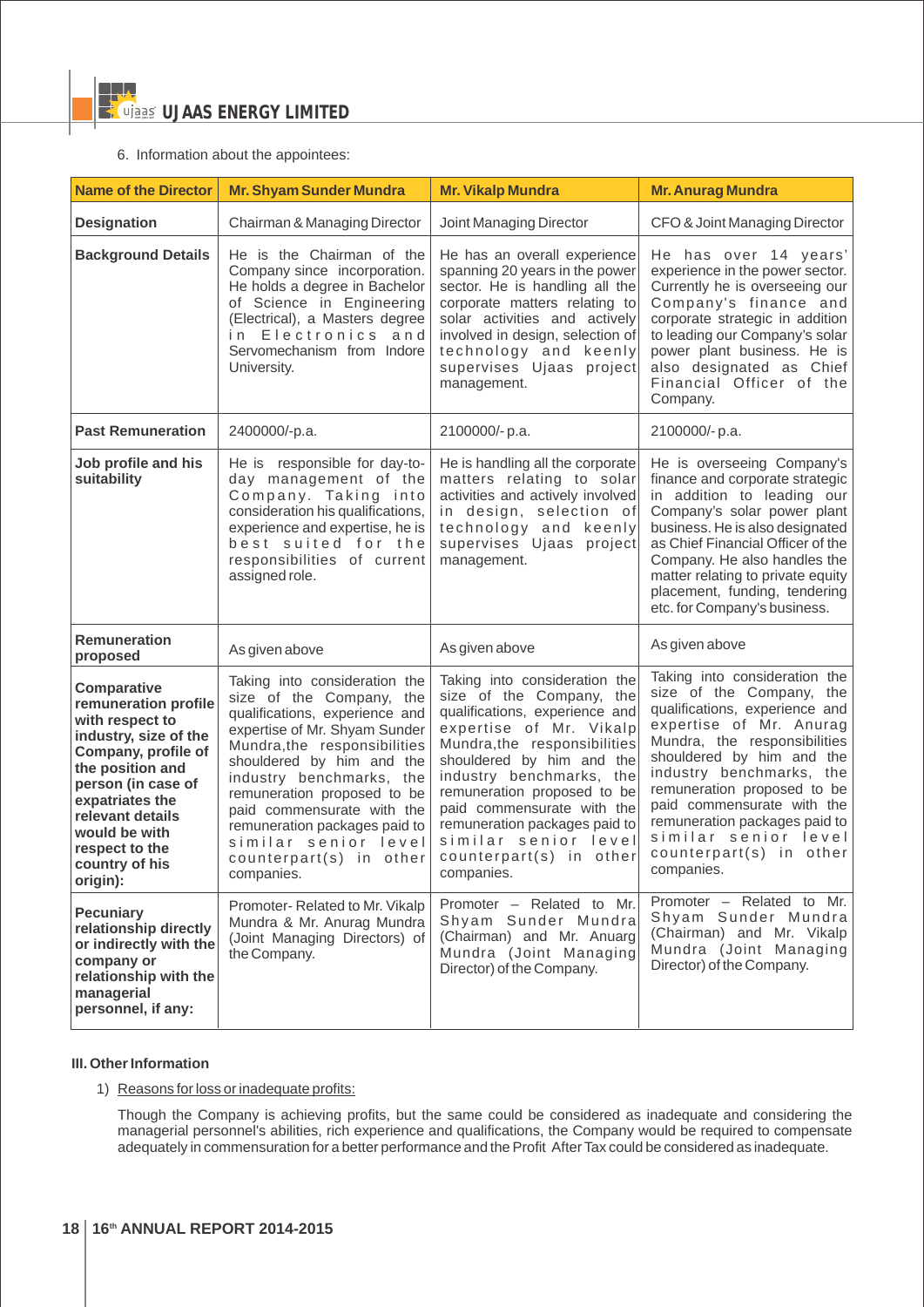6. Information about the appointees:

| Name of the Director | Mr. Shyam Sunder Mundra | Mr. Vikalp Mundra | Mr. Anurag Mundra |
|---|---|---|---|
| **Designation** | Chairman & Managing Director | Joint Managing Director | CFO & Joint Managing Director |
| **Background Details** | He is the Chairman of the Company since incorporation. He holds a degree in Bachelor of Science in Engineering (Electrical), a Masters degree in Electronics and Servomechanism from Indore University. | He has an overall experience spanning 20 years in the power sector. He is handling all the corporate matters relating to solar activities and actively involved in design, selection of technology and keenly supervises Ujaas project management. | He has over 14 years' experience in the power sector. Currently he is overseeing our Company's finance and corporate strategic in addition to leading our Company's solar power plant business. He is also designated as Chief Financial Officer of the Company. |
| **Past Remuneration** | 2400000/-p.a. | 2100000/- p.a. | 2100000/- p.a. |
| **Job profile and his suitability** | He is responsible for day-to-day management of the Company. Taking into consideration his qualifications, experience and expertise, he is best suited for the responsibilities of current assigned role. | He is handling all the corporate matters relating to solar activities and actively involved in design, selection of technology and keenly supervises Ujaas project management. | He is overseeing Company's finance and corporate strategic in addition to leading our Company's solar power plant business. He is also designated as Chief Financial Officer of the Company. He also handles the matter relating to private equity placement, funding, tendering etc. for Company's business. |
| **Remuneration proposed** | As given above | As given above | As given above |
| **Comparative remuneration profile with respect to industry, size of the Company, profile of the position and person (in case of expatriates the relevant details would be with respect to the country of his origin):** | Taking into consideration the size of the Company, the qualifications, experience and expertise of Mr. Shyam Sunder Mundra,the responsibilities shouldered by him and the industry benchmarks, the remuneration proposed to be paid commensurate with the remuneration packages paid to similar senior level counterpart(s) in other companies. | Taking into consideration the size of the Company, the qualifications, experience and expertise of Mr. Vikalp Mundra,the responsibilities shouldered by him and the industry benchmarks, the remuneration proposed to be paid commensurate with the remuneration packages paid to similar senior level counterpart(s) in other companies. | Taking into consideration the size of the Company, the qualifications, experience and expertise of Mr. Anurag Mundra, the responsibilities shouldered by him and the industry benchmarks, the remuneration proposed to be paid commensurate with the remuneration packages paid to similar senior level counterpart(s) in other companies. |
| **Pecuniary relationship directly or indirectly with the company or relationship with the managerial personnel, if any:** | Promoter- Related to Mr. Vikalp Mundra & Mr. Anurag Mundra (Joint Managing Directors) of the Company. | Promoter – Related to Mr. Shyam Sunder Mundra (Chairman) and Mr. Anuarg Mundra (Joint Managing Director) of the Company. | Promoter – Related to Mr. Shyam Sunder Mundra (Chairman) and Mr. Vikalp Mundra (Joint Managing Director) of the Company. |

**III. Other Information**

1) Reasons for loss or inadequate profits:

Though the Company is achieving profits, but the same could be considered as inadequate and considering the managerial personnel's abilities, rich experience and qualifications, the Company would be required to compensate adequately in commensuration for a better performance and the Profit After Tax could be considered as inadequate.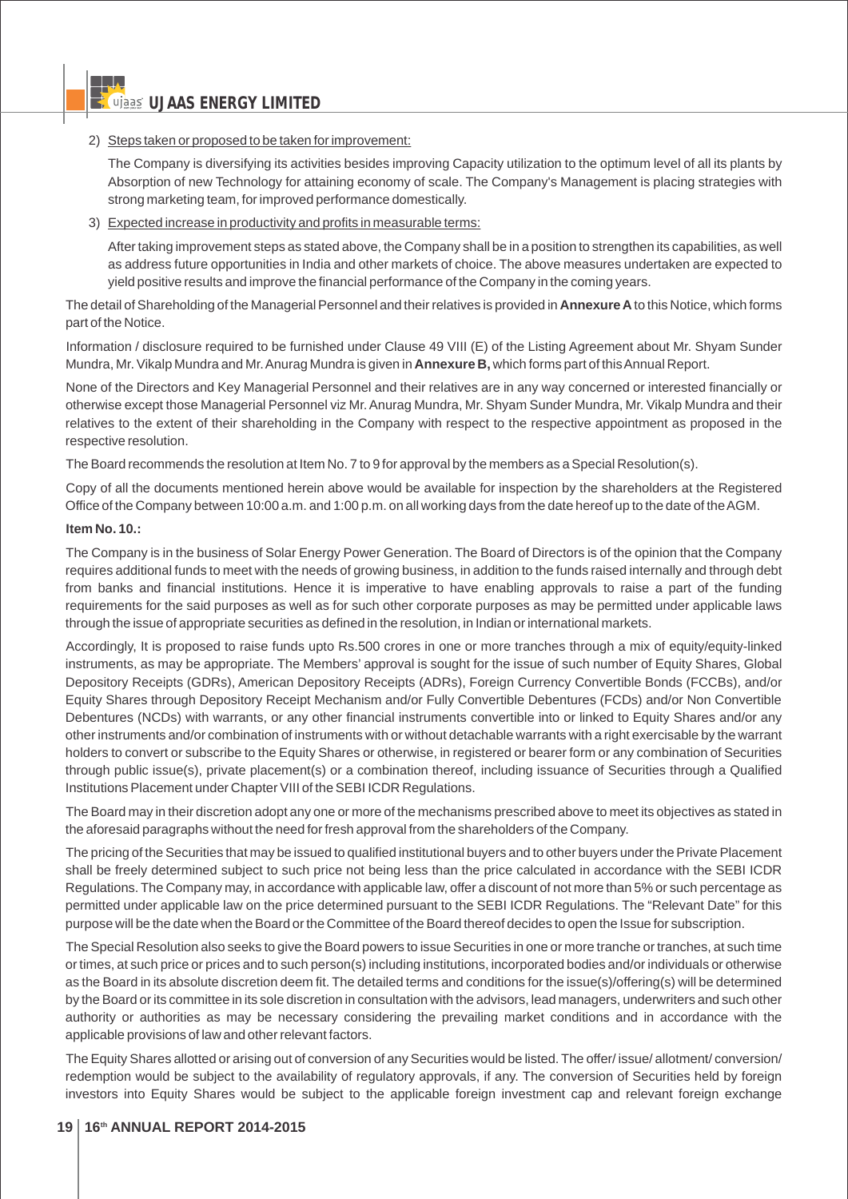2) Steps taken or proposed to be taken for improvement:

   The Company is diversifying its activities besides improving Capacity utilization to the optimum level of all its plants by Absorption of new Technology for attaining economy of scale. The Company's Management is placing strategies with strong marketing team, for improved performance domestically.

3) Expected increase in productivity and profits in measurable terms:

   After taking improvement steps as stated above, the Company shall be in a position to strengthen its capabilities, as well as address future opportunities in India and other markets of choice. The above measures undertaken are expected to yield positive results and improve the financial performance of the Company in the coming years.

The detail of Shareholding of the Managerial Personnel and their relatives is provided in **Annexure A** to this Notice, which forms part of the Notice.

Information / disclosure required to be furnished under Clause 49 VIII (E) of the Listing Agreement about Mr. Shyam Sunder Mundra, Mr. Vikalp Mundra and Mr. Anurag Mundra is given in **Annexure B,** which forms part of this Annual Report.

None of the Directors and Key Managerial Personnel and their relatives are in any way concerned or interested financially or otherwise except those Managerial Personnel viz Mr. Anurag Mundra, Mr. Shyam Sunder Mundra, Mr. Vikalp Mundra and their relatives to the extent of their shareholding in the Company with respect to the respective appointment as proposed in the respective resolution.

The Board recommends the resolution at Item No. 7 to 9 for approval by the members as a Special Resolution(s).

Copy of all the documents mentioned herein above would be available for inspection by the shareholders at the Registered Office of the Company between 10:00 a.m. and 1:00 p.m. on all working days from the date hereof up to the date of the AGM.

**Item No. 10.:**

The Company is in the business of Solar Energy Power Generation. The Board of Directors is of the opinion that the Company requires additional funds to meet with the needs of growing business, in addition to the funds raised internally and through debt from banks and financial institutions. Hence it is imperative to have enabling approvals to raise a part of the funding requirements for the said purposes as well as for such other corporate purposes as may be permitted under applicable laws through the issue of appropriate securities as defined in the resolution, in Indian or international markets.

Accordingly, It is proposed to raise funds upto Rs.500 crores in one or more tranches through a mix of equity/equity-linked instruments, as may be appropriate. The Members' approval is sought for the issue of such number of Equity Shares, Global Depository Receipts (GDRs), American Depository Receipts (ADRs), Foreign Currency Convertible Bonds (FCCBs), and/or Equity Shares through Depository Receipt Mechanism and/or Fully Convertible Debentures (FCDs) and/or Non Convertible Debentures (NCDs) with warrants, or any other financial instruments convertible into or linked to Equity Shares and/or any other instruments and/or combination of instruments with or without detachable warrants with a right exercisable by the warrant holders to convert or subscribe to the Equity Shares or otherwise, in registered or bearer form or any combination of Securities through public issue(s), private placement(s) or a combination thereof, including issuance of Securities through a Qualified Institutions Placement under Chapter VIII of the SEBI ICDR Regulations.

The Board may in their discretion adopt any one or more of the mechanisms prescribed above to meet its objectives as stated in the aforesaid paragraphs without the need for fresh approval from the shareholders of the Company.

The pricing of the Securities that may be issued to qualified institutional buyers and to other buyers under the Private Placement shall be freely determined subject to such price not being less than the price calculated in accordance with the SEBI ICDR Regulations. The Company may, in accordance with applicable law, offer a discount of not more than 5% or such percentage as permitted under applicable law on the price determined pursuant to the SEBI ICDR Regulations. The "Relevant Date" for this purpose will be the date when the Board or the Committee of the Board thereof decides to open the Issue for subscription.

The Special Resolution also seeks to give the Board powers to issue Securities in one or more tranche or tranches, at such time or times, at such price or prices and to such person(s) including institutions, incorporated bodies and/or individuals or otherwise as the Board in its absolute discretion deem fit. The detailed terms and conditions for the issue(s)/offering(s) will be determined by the Board or its committee in its sole discretion in consultation with the advisors, lead managers, underwriters and such other authority or authorities as may be necessary considering the prevailing market conditions and in accordance with the applicable provisions of law and other relevant factors.

The Equity Shares allotted or arising out of conversion of any Securities would be listed. The offer/ issue/ allotment/ conversion/ redemption would be subject to the availability of regulatory approvals, if any. The conversion of Securities held by foreign investors into Equity Shares would be subject to the applicable foreign investment cap and relevant foreign exchange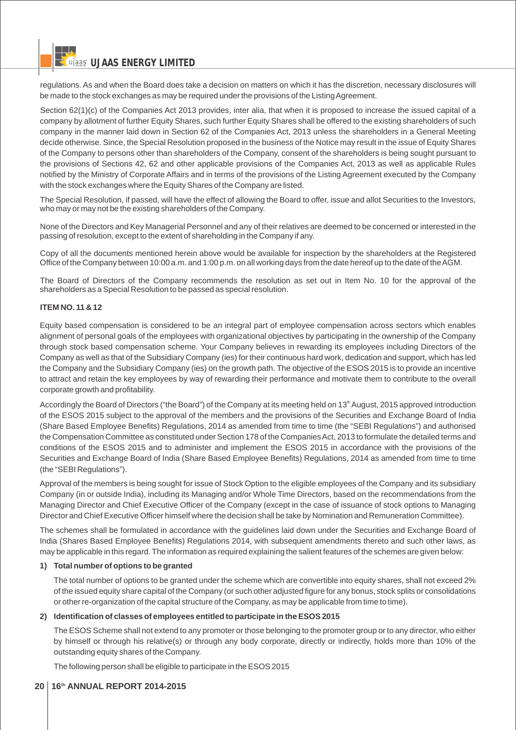regulations. As and when the Board does take a decision on matters on which it has the discretion, necessary disclosures will be made to the stock exchanges as may be required under the provisions of the Listing Agreement.

Section 62(1)(c) of the Companies Act 2013 provides, inter alia, that when it is proposed to increase the issued capital of a company by allotment of further Equity Shares, such further Equity Shares shall be offered to the existing shareholders of such company in the manner laid down in Section 62 of the Companies Act, 2013 unless the shareholders in a General Meeting decide otherwise. Since, the Special Resolution proposed in the business of the Notice may result in the issue of Equity Shares of the Company to persons other than shareholders of the Company, consent of the shareholders is being sought pursuant to the provisions of Sections 42, 62 and other applicable provisions of the Companies Act, 2013 as well as applicable Rules notified by the Ministry of Corporate Affairs and in terms of the provisions of the Listing Agreement executed by the Company with the stock exchanges where the Equity Shares of the Company are listed.

The Special Resolution, if passed, will have the effect of allowing the Board to offer, issue and allot Securities to the Investors, who may or may not be the existing shareholders of the Company.

None of the Directors and Key Managerial Personnel and any of their relatives are deemed to be concerned or interested in the passing of resolution, except to the extent of shareholding in the Company if any.

Copy of all the documents mentioned herein above would be available for inspection by the shareholders at the Registered Office of the Company between 10:00 a.m. and 1:00 p.m. on all working days from the date hereof up to the date of the AGM.

The Board of Directors of the Company recommends the resolution as set out in Item No. 10 for the approval of the shareholders as a Special Resolution to be passed as special resolution.

**ITEM NO. 11 & 12**

Equity based compensation is considered to be an integral part of employee compensation across sectors which enables alignment of personal goals of the employees with organizational objectives by participating in the ownership of the Company through stock based compensation scheme. Your Company believes in rewarding its employees including Directors of the Company as well as that of the Subsidiary Company (ies) for their continuous hard work, dedication and support, which has led the Company and the Subsidiary Company (ies) on the growth path. The objective of the ESOS 2015 is to provide an incentive to attract and retain the key employees by way of rewarding their performance and motivate them to contribute to the overall corporate growth and profitability.

Accordingly the Board of Directors ("the Board") of the Company at its meeting held on 13th August, 2015 approved introduction of the ESOS 2015 subject to the approval of the members and the provisions of the Securities and Exchange Board of India (Share Based Employee Benefits) Regulations, 2014 as amended from time to time (the "SEBI Regulations") and authorised the Compensation Committee as constituted under Section 178 of the Companies Act, 2013 to formulate the detailed terms and conditions of the ESOS 2015 and to administer and implement the ESOS 2015 in accordance with the provisions of the Securities and Exchange Board of India (Share Based Employee Benefits) Regulations, 2014 as amended from time to time (the "SEBI Regulations").

Approval of the members is being sought for issue of Stock Option to the eligible employees of the Company and its subsidiary Company (in or outside India), including its Managing and/or Whole Time Directors, based on the recommendations from the Managing Director and Chief Executive Officer of the Company (except in the case of issuance of stock options to Managing Director and Chief Executive Officer himself where the decision shall be take by Nomination and Remuneration Committee).

The schemes shall be formulated in accordance with the guidelines laid down under the Securities and Exchange Board of India (Shares Based Employee Benefits) Regulations 2014, with subsequent amendments thereto and such other laws, as may be applicable in this regard. The information as required explaining the salient features of the schemes are given below:

**1) Total number of options to be granted**

The total number of options to be granted under the scheme which are convertible into equity shares, shall not exceed 2% of the issued equity share capital of the Company (or such other adjusted figure for any bonus, stock splits or consolidations or other re-organization of the capital structure of the Company, as may be applicable from time to time).

**2) Identification of classes of employees entitled to participate in the ESOS 2015**

The ESOS Scheme shall not extend to any promoter or those belonging to the promoter group or to any director, who either by himself or through his relative(s) or through any body corporate, directly or indirectly, holds more than 10% of the outstanding equity shares of the Company.

The following person shall be eligible to participate in the ESOS 2015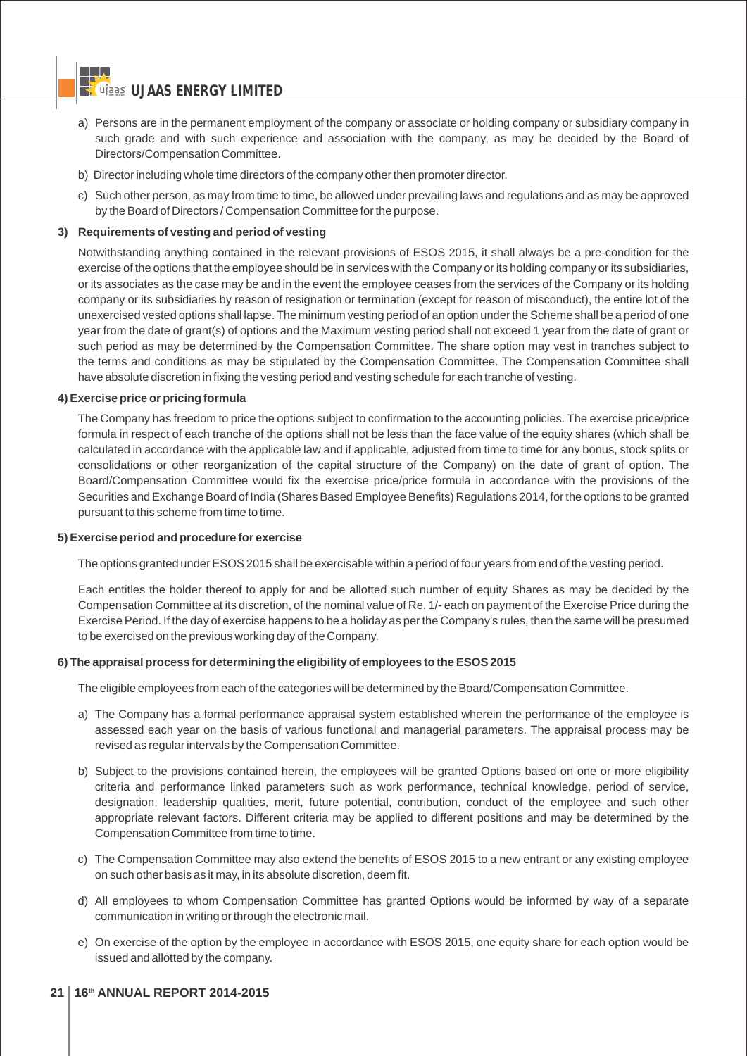a) Persons are in the permanent employment of the company or associate or holding company or subsidiary company in such grade and with such experience and association with the company, as may be decided by the Board of Directors/Compensation Committee.

b) Director including whole time directors of the company other then promoter director.

c) Such other person, as may from time to time, be allowed under prevailing laws and regulations and as may be approved by the Board of Directors / Compensation Committee for the purpose.

**3) Requirements of vesting and period of vesting**

Notwithstanding anything contained in the relevant provisions of ESOS 2015, it shall always be a pre-condition for the exercise of the options that the employee should be in services with the Company or its holding company or its subsidiaries, or its associates as the case may be and in the event the employee ceases from the services of the Company or its holding company or its subsidiaries by reason of resignation or termination (except for reason of misconduct), the entire lot of the unexercised vested options shall lapse. The minimum vesting period of an option under the Scheme shall be a period of one year from the date of grant(s) of options and the Maximum vesting period shall not exceed 1 year from the date of grant or such period as may be determined by the Compensation Committee. The share option may vest in tranches subject to the terms and conditions as may be stipulated by the Compensation Committee. The Compensation Committee shall have absolute discretion in fixing the vesting period and vesting schedule for each tranche of vesting.

**4) Exercise price or pricing formula**

The Company has freedom to price the options subject to confirmation to the accounting policies. The exercise price/price formula in respect of each tranche of the options shall not be less than the face value of the equity shares (which shall be calculated in accordance with the applicable law and if applicable, adjusted from time to time for any bonus, stock splits or consolidations or other reorganization of the capital structure of the Company) on the date of grant of option. The Board/Compensation Committee would fix the exercise price/price formula in accordance with the provisions of the Securities and Exchange Board of India (Shares Based Employee Benefits) Regulations 2014, for the options to be granted pursuant to this scheme from time to time.

**5) Exercise period and procedure for exercise**

The options granted under ESOS 2015 shall be exercisable within a period of four years from end of the vesting period.

Each entitles the holder thereof to apply for and be allotted such number of equity Shares as may be decided by the Compensation Committee at its discretion, of the nominal value of Re. 1/- each on payment of the Exercise Price during the Exercise Period. If the day of exercise happens to be a holiday as per the Company's rules, then the same will be presumed to be exercised on the previous working day of the Company.

**6) The appraisal process for determining the eligibility of employees to the ESOS 2015**

The eligible employees from each of the categories will be determined by the Board/Compensation Committee.

a) The Company has a formal performance appraisal system established wherein the performance of the employee is assessed each year on the basis of various functional and managerial parameters. The appraisal process may be revised as regular intervals by the Compensation Committee.

b) Subject to the provisions contained herein, the employees will be granted Options based on one or more eligibility criteria and performance linked parameters such as work performance, technical knowledge, period of service, designation, leadership qualities, merit, future potential, contribution, conduct of the employee and such other appropriate relevant factors. Different criteria may be applied to different positions and may be determined by the Compensation Committee from time to time.

c) The Compensation Committee may also extend the benefits of ESOS 2015 to a new entrant or any existing employee on such other basis as it may, in its absolute discretion, deem fit.

d) All employees to whom Compensation Committee has granted Options would be informed by way of a separate communication in writing or through the electronic mail.

e) On exercise of the option by the employee in accordance with ESOS 2015, one equity share for each option would be issued and allotted by the company.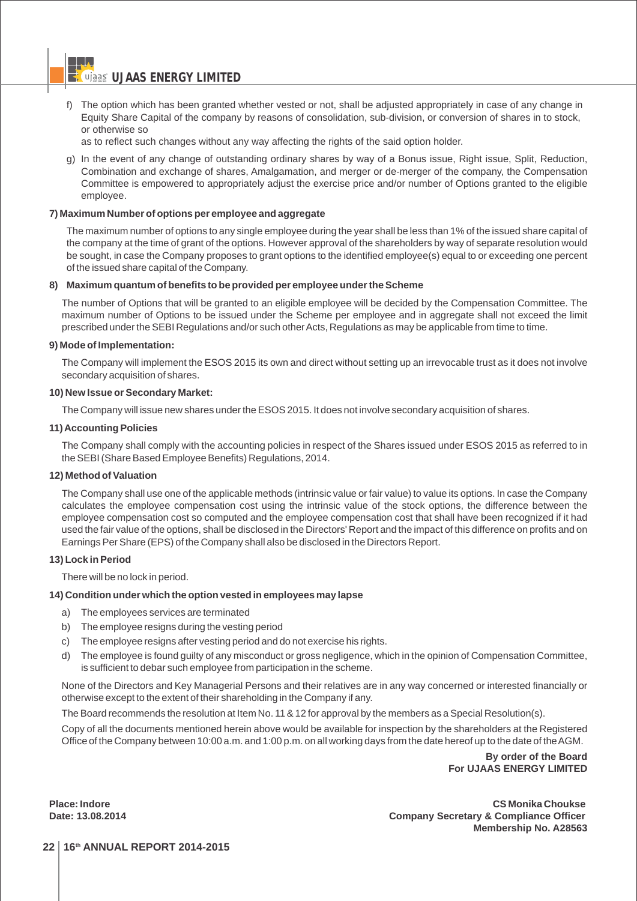f) The option which has been granted whether vested or not, shall be adjusted appropriately in case of any change in Equity Share Capital of the company by reasons of consolidation, sub-division, or conversion of shares in to stock, or otherwise so

as to reflect such changes without any way affecting the rights of the said option holder.

g) In the event of any change of outstanding ordinary shares by way of a Bonus issue, Right issue, Split, Reduction, Combination and exchange of shares, Amalgamation, and merger or de-merger of the company, the Compensation Committee is empowered to appropriately adjust the exercise price and/or number of Options granted to the eligible employee.

**7) Maximum Number of options per employee and aggregate**

The maximum number of options to any single employee during the year shall be less than 1% of the issued share capital of the company at the time of grant of the options. However approval of the shareholders by way of separate resolution would be sought, in case the Company proposes to grant options to the identified employee(s) equal to or exceeding one percent of the issued share capital of the Company.

**8) Maximum quantum of benefits to be provided per employee under the Scheme**

The number of Options that will be granted to an eligible employee will be decided by the Compensation Committee. The maximum number of Options to be issued under the Scheme per employee and in aggregate shall not exceed the limit prescribed under the SEBI Regulations and/or such other Acts, Regulations as may be applicable from time to time.

**9) Mode of Implementation:**

The Company will implement the ESOS 2015 its own and direct without setting up an irrevocable trust as it does not involve secondary acquisition of shares.

**10) New Issue or Secondary Market:**

The Company will issue new shares under the ESOS 2015. It does not involve secondary acquisition of shares.

**11) Accounting Policies**

The Company shall comply with the accounting policies in respect of the Shares issued under ESOS 2015 as referred to in the SEBI (Share Based Employee Benefits) Regulations, 2014.

**12) Method of Valuation**

The Company shall use one of the applicable methods (intrinsic value or fair value) to value its options. In case the Company calculates the employee compensation cost using the intrinsic value of the stock options, the difference between the employee compensation cost so computed and the employee compensation cost that shall have been recognized if it had used the fair value of the options, shall be disclosed in the Directors' Report and the impact of this difference on profits and on Earnings Per Share (EPS) of the Company shall also be disclosed in the Directors Report.

**13) Lock in Period**

There will be no lock in period.

**14) Condition under which the option vested in employees may lapse**

a) The employees services are terminated

b) The employee resigns during the vesting period

c) The employee resigns after vesting period and do not exercise his rights.

d) The employee is found guilty of any misconduct or gross negligence, which in the opinion of Compensation Committee, is sufficient to debar such employee from participation in the scheme.

None of the Directors and Key Managerial Persons and their relatives are in any way concerned or interested financially or otherwise except to the extent of their shareholding in the Company if any.

The Board recommends the resolution at Item No. 11 & 12 for approval by the members as a Special Resolution(s).

Copy of all the documents mentioned herein above would be available for inspection by the shareholders at the Registered Office of the Company between 10:00 a.m. and 1:00 p.m. on all working days from the date hereof up to the date of the AGM.

**By order of the Board**
**For UJAAS ENERGY LIMITED**

**Place: Indore**
**Date: 13.08.2014**

**CS Monika Choukse**
**Company Secretary & Compliance Officer**
**Membership No. A28563**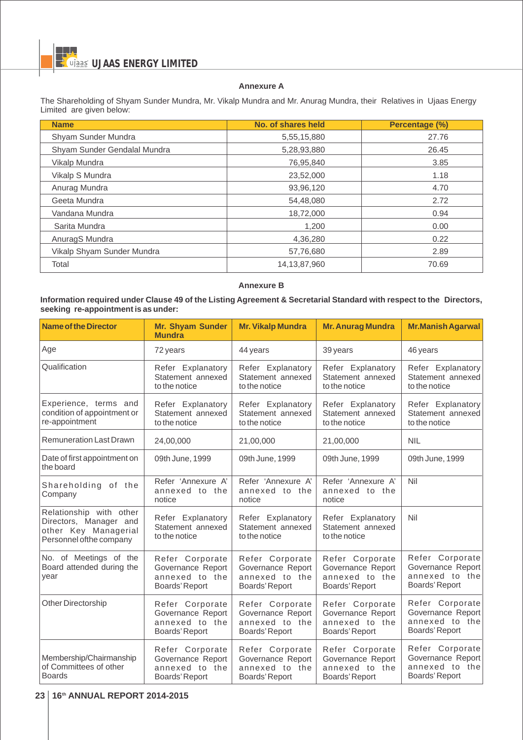## Annexure A

The Shareholding of Shyam Sunder Mundra, Mr. Vikalp Mundra and Mr. Anurag Mundra, their Relatives in Ujaas Energy Limited are given below:

| Name | No. of shares held | Percentage (%) |
|---|---|---|
| Shyam Sunder Mundra | 5,55,15,880 | 27.76 |
| Shyam Sunder Gendalal Mundra | 5,28,93,880 | 26.45 |
| Vikalp Mundra | 76,95,840 | 3.85 |
| Vikalp S Mundra | 23,52,000 | 1.18 |
| Anurag Mundra | 93,96,120 | 4.70 |
| Geeta Mundra | 54,48,080 | 2.72 |
| Vandana Mundra | 18,72,000 | 0.94 |
| Sarita Mundra | 1,200 | 0.00 |
| AnuragS Mundra | 4,36,280 | 0.22 |
| Vikalp Shyam Sunder Mundra | 57,76,680 | 2.89 |
| Total | 14,13,87,960 | 70.69 |

## Annexure B

**Information required under Clause 49 of the Listing Agreement & Secretarial Standard with respect to the Directors, seeking re-appointment is as under:**

| Name of the Director | Mr. Shyam Sunder Mundra | Mr. Vikalp Mundra | Mr. Anurag Mundra | Mr.Manish Agarwal |
|---|---|---|---|---|
| Age | 72 years | 44 years | 39 years | 46 years |
| Qualification | Refer Explanatory Statement annexed to the notice | Refer Explanatory Statement annexed to the notice | Refer Explanatory Statement annexed to the notice | Refer Explanatory Statement annexed to the notice |
| Experience, terms and condition of appointment or re-appointment | Refer Explanatory Statement annexed to the notice | Refer Explanatory Statement annexed to the notice | Refer Explanatory Statement annexed to the notice | Refer Explanatory Statement annexed to the notice |
| Remuneration Last Drawn | 24,00,000 | 21,00,000 | 21,00,000 | NIL |
| Date of first appointment on the board | 09th June, 1999 | 09th June, 1999 | 09th June, 1999 | 09th June, 1999 |
| Shareholding of the Company | Refer 'Annexure A' annexed to the notice | Refer 'Annexure A' annexed to the notice | Refer 'Annexure A' annexed to the notice | Nil |
| Relationship with other Directors, Manager and other Key Managerial Personnel ofthe company | Refer Explanatory Statement annexed to the notice | Refer Explanatory Statement annexed to the notice | Refer Explanatory Statement annexed to the notice | Nil |
| No. of Meetings of the Board attended during the year | Refer Corporate Governance Report annexed to the Boards' Report | Refer Corporate Governance Report annexed to the Boards' Report | Refer Corporate Governance Report annexed to the Boards' Report | Refer Corporate Governance Report annexed to the Boards' Report |
| Other Directorship | Refer Corporate Governance Report annexed to the Boards' Report | Refer Corporate Governance Report annexed to the Boards' Report | Refer Corporate Governance Report annexed to the Boards' Report | Refer Corporate Governance Report annexed to the Boards' Report |
| Membership/Chairmanship of Committees of other Boards | Refer Corporate Governance Report annexed to the Boards' Report | Refer Corporate Governance Report annexed to the Boards' Report | Refer Corporate Governance Report annexed to the Boards' Report | Refer Corporate Governance Report annexed to the Boards' Report |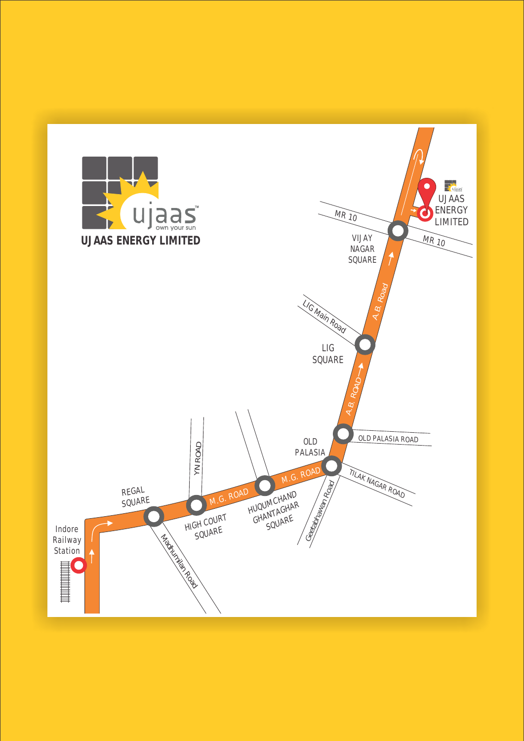ujaas™
own your sun

UJAAS ENERGY LIMITED

Indore Railway Station

REGAL SQUARE

Madhumilan Road

YN ROAD

HIGH COURT SQUARE

M.G. ROAD

HUQUMCHAND GHANTAGHAR SQUARE

M.G. ROAD

Geetabhawan Road

TILAK NAGAR ROAD

OLD PALASIA

OLD PALASIA ROAD

A.B. ROAD

LIG SQUARE

LIG Main Road

A.B. Road

VIJAY NAGAR SQUARE

MR 10

MR 10

UJAAS ENERGY LIMITED